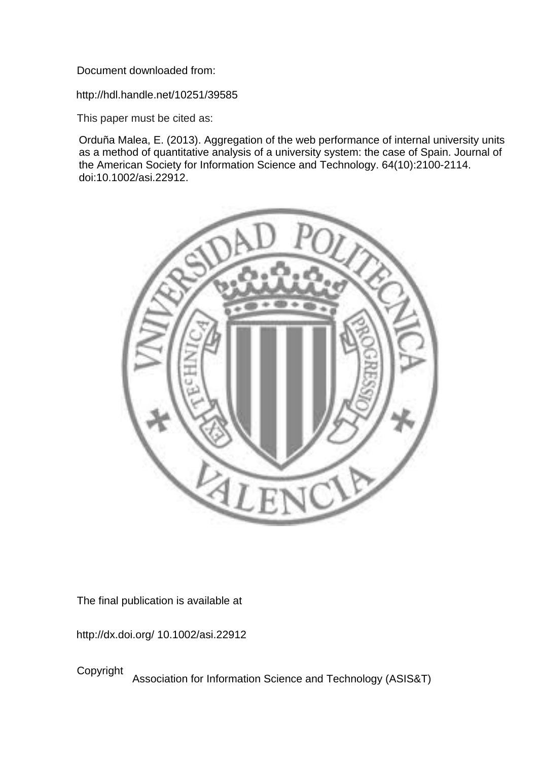Document downloaded from:

http://hdl.handle.net/10251/39585

This paper must be cited as:

Orduña Malea, E. (2013). Aggregation of the web performance of internal university units as a method of quantitative analysis of a university system: the case of Spain. Journal of the American Society for Information Science and Technology. 64(10):2100-2114. doi:10.1002/asi.22912.

The final publication is available at

http://dx.doi.org/ 10.1002/asi.22912

Copyright Association for Information Science and Technology (ASIS&T)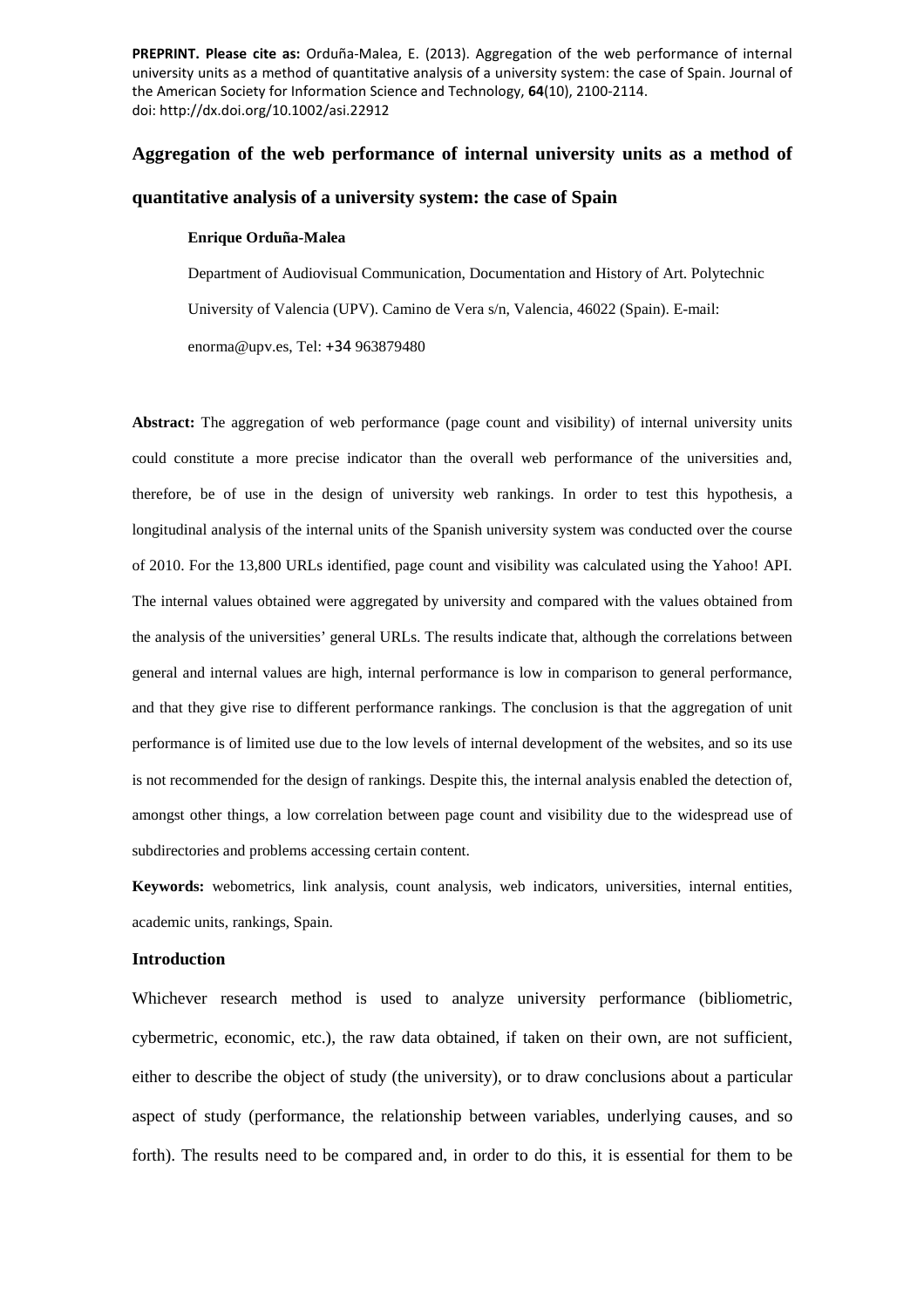**PREPRINT. Please cite as:** Orduña-Malea, E. (2013). Aggregation of the web performance of internal university units as a method of quantitative analysis of a university system: the case of Spain. Journal of the American Society for Information Science and Technology, **64**(10), 2100-2114. doi: http://dx.doi.org/10.1002/asi.22912

# Aggregation of the web performance of internal university units as a method of quantitative analysis of a university system: the case of Spain

**Enrique Orduña-Malea**

Department of Audiovisual Communication, Documentation and History of Art. Polytechnic University of Valencia (UPV). Camino de Vera s/n, Valencia, 46022 (Spain). E-mail: enorma@upv.es, Tel: +34 963879480

**Abstract:** The aggregation of web performance (page count and visibility) of internal university units could constitute a more precise indicator than the overall web performance of the universities and, therefore, be of use in the design of university web rankings. In order to test this hypothesis, a longitudinal analysis of the internal units of the Spanish university system was conducted over the course of 2010. For the 13,800 URLs identified, page count and visibility was calculated using the Yahoo! API. The internal values obtained were aggregated by university and compared with the values obtained from the analysis of the universities' general URLs. The results indicate that, although the correlations between general and internal values are high, internal performance is low in comparison to general performance, and that they give rise to different performance rankings. The conclusion is that the aggregation of unit performance is of limited use due to the low levels of internal development of the websites, and so its use is not recommended for the design of rankings. Despite this, the internal analysis enabled the detection of, amongst other things, a low correlation between page count and visibility due to the widespread use of subdirectories and problems accessing certain content.

**Keywords:** webometrics, link analysis, count analysis, web indicators, universities, internal entities, academic units, rankings, Spain.

## Introduction

Whichever research method is used to analyze university performance (bibliometric, cybermetric, economic, etc.), the raw data obtained, if taken on their own, are not sufficient, either to describe the object of study (the university), or to draw conclusions about a particular aspect of study (performance, the relationship between variables, underlying causes, and so forth). The results need to be compared and, in order to do this, it is essential for them to be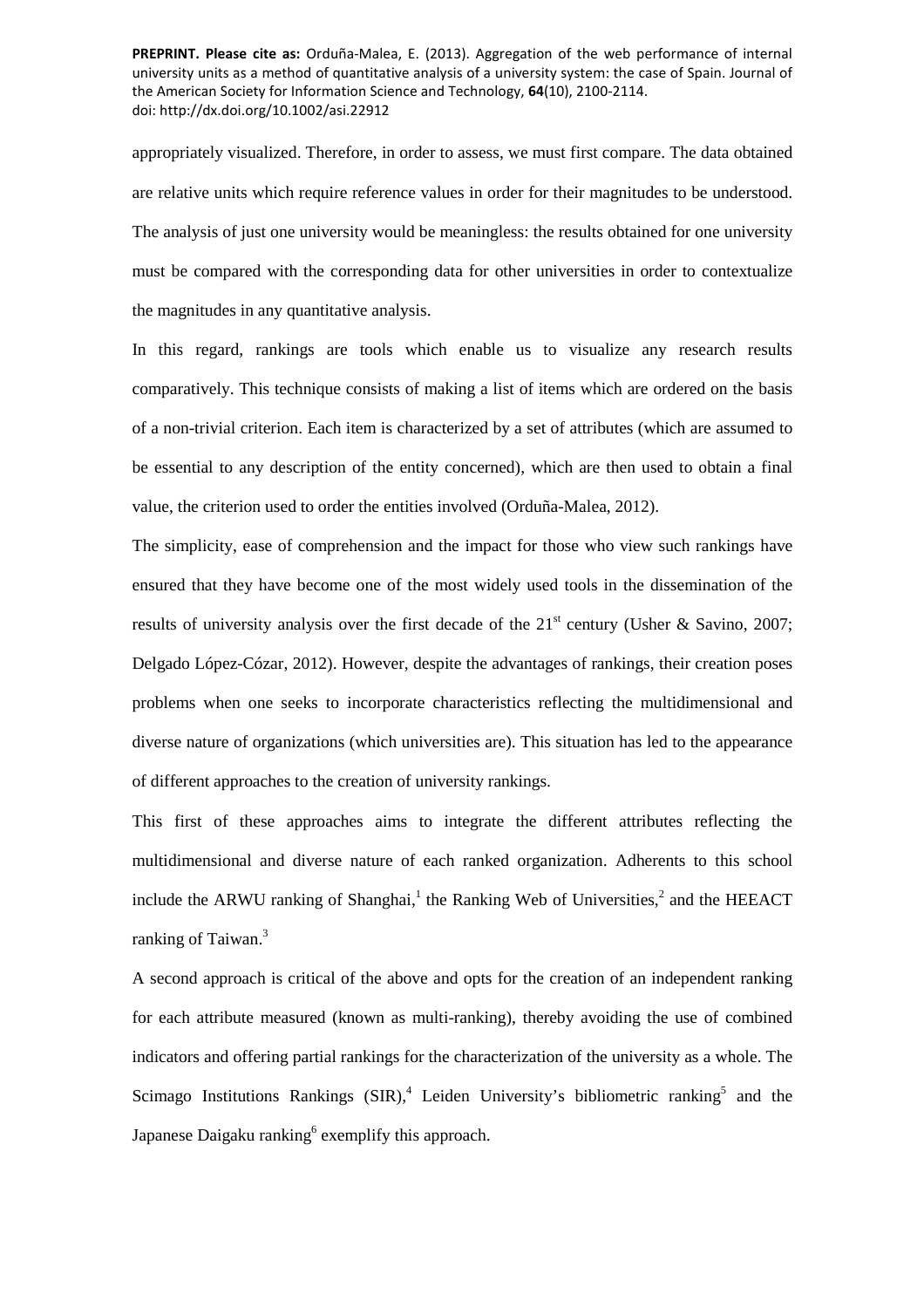appropriately visualized. Therefore, in order to assess, we must first compare. The data obtained are relative units which require reference values in order for their magnitudes to be understood. The analysis of just one university would be meaningless: the results obtained for one university must be compared with the corresponding data for other universities in order to contextualize the magnitudes in any quantitative analysis.

In this regard, rankings are tools which enable us to visualize any research results comparatively. This technique consists of making a list of items which are ordered on the basis of a non-trivial criterion. Each item is characterized by a set of attributes (which are assumed to be essential to any description of the entity concerned), which are then used to obtain a final value, the criterion used to order the entities involved (Orduña-Malea, 2012).

The simplicity, ease of comprehension and the impact for those who view such rankings have ensured that they have become one of the most widely used tools in the dissemination of the results of university analysis over the first decade of the 21st century (Usher & Savino, 2007; Delgado López-Cózar, 2012). However, despite the advantages of rankings, their creation poses problems when one seeks to incorporate characteristics reflecting the multidimensional and diverse nature of organizations (which universities are). This situation has led to the appearance of different approaches to the creation of university rankings.

This first of these approaches aims to integrate the different attributes reflecting the multidimensional and diverse nature of each ranked organization. Adherents to this school include the ARWU ranking of Shanghai,[1] the Ranking Web of Universities,[2] and the HEEACT ranking of Taiwan.[3]

A second approach is critical of the above and opts for the creation of an independent ranking for each attribute measured (known as multi-ranking), thereby avoiding the use of combined indicators and offering partial rankings for the characterization of the university as a whole. The Scimago Institutions Rankings (SIR),[4] Leiden University's bibliometric ranking[5] and the Japanese Daigaku ranking[6] exemplify this approach.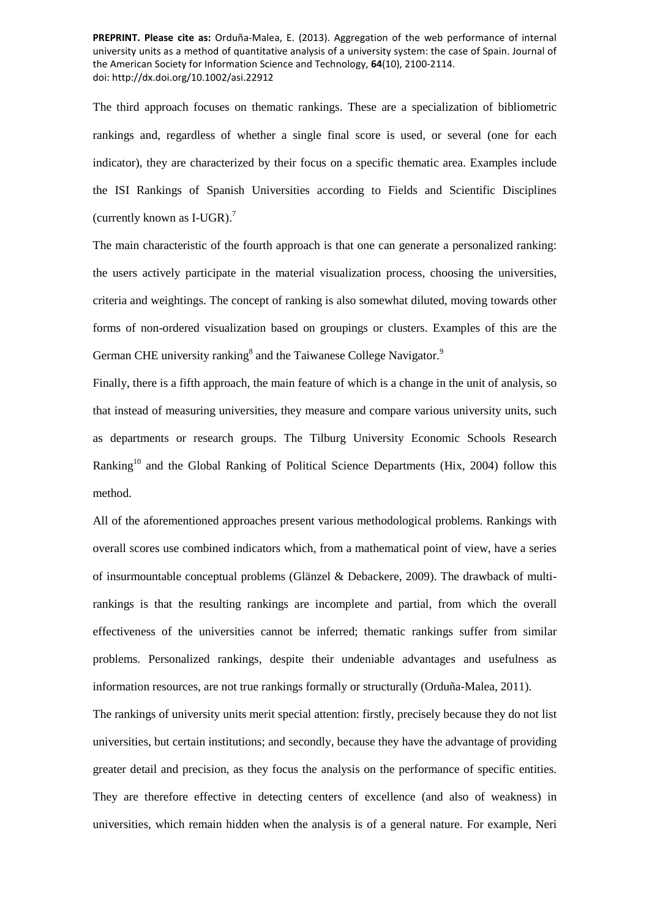The third approach focuses on thematic rankings. These are a specialization of bibliometric rankings and, regardless of whether a single final score is used, or several (one for each indicator), they are characterized by their focus on a specific thematic area. Examples include the ISI Rankings of Spanish Universities according to Fields and Scientific Disciplines (currently known as I-UGR).[7]

The main characteristic of the fourth approach is that one can generate a personalized ranking: the users actively participate in the material visualization process, choosing the universities, criteria and weightings. The concept of ranking is also somewhat diluted, moving towards other forms of non-ordered visualization based on groupings or clusters. Examples of this are the German CHE university ranking[8] and the Taiwanese College Navigator.[9]

Finally, there is a fifth approach, the main feature of which is a change in the unit of analysis, so that instead of measuring universities, they measure and compare various university units, such as departments or research groups. The Tilburg University Economic Schools Research Ranking[10] and the Global Ranking of Political Science Departments (Hix, 2004) follow this method.

All of the aforementioned approaches present various methodological problems. Rankings with overall scores use combined indicators which, from a mathematical point of view, have a series of insurmountable conceptual problems (Glänzel & Debackere, 2009). The drawback of multi-rankings is that the resulting rankings are incomplete and partial, from which the overall effectiveness of the universities cannot be inferred; thematic rankings suffer from similar problems. Personalized rankings, despite their undeniable advantages and usefulness as information resources, are not true rankings formally or structurally (Orduña-Malea, 2011).

The rankings of university units merit special attention: firstly, precisely because they do not list universities, but certain institutions; and secondly, because they have the advantage of providing greater detail and precision, as they focus the analysis on the performance of specific entities. They are therefore effective in detecting centers of excellence (and also of weakness) in universities, which remain hidden when the analysis is of a general nature. For example, Neri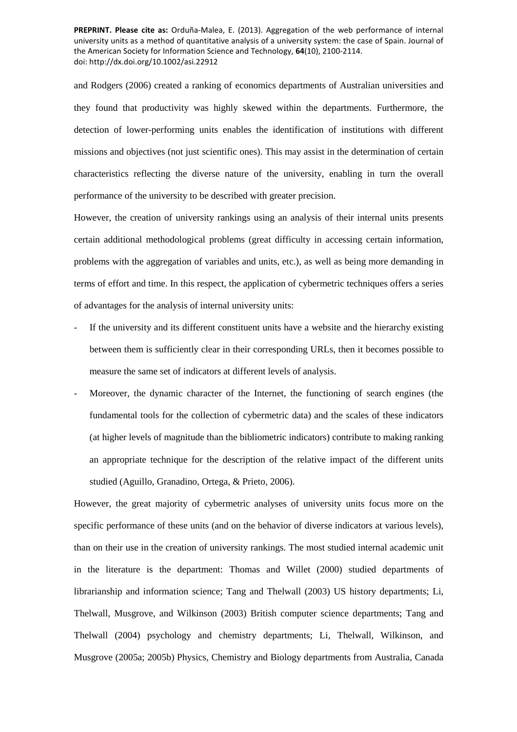and Rodgers (2006) created a ranking of economics departments of Australian universities and they found that productivity was highly skewed within the departments. Furthermore, the detection of lower-performing units enables the identification of institutions with different missions and objectives (not just scientific ones). This may assist in the determination of certain characteristics reflecting the diverse nature of the university, enabling in turn the overall performance of the university to be described with greater precision.

However, the creation of university rankings using an analysis of their internal units presents certain additional methodological problems (great difficulty in accessing certain information, problems with the aggregation of variables and units, etc.), as well as being more demanding in terms of effort and time. In this respect, the application of cybermetric techniques offers a series of advantages for the analysis of internal university units:

- If the university and its different constituent units have a website and the hierarchy existing between them is sufficiently clear in their corresponding URLs, then it becomes possible to measure the same set of indicators at different levels of analysis.
- Moreover, the dynamic character of the Internet, the functioning of search engines (the fundamental tools for the collection of cybermetric data) and the scales of these indicators (at higher levels of magnitude than the bibliometric indicators) contribute to making ranking an appropriate technique for the description of the relative impact of the different units studied (Aguillo, Granadino, Ortega, & Prieto, 2006).

However, the great majority of cybermetric analyses of university units focus more on the specific performance of these units (and on the behavior of diverse indicators at various levels), than on their use in the creation of university rankings. The most studied internal academic unit in the literature is the department: Thomas and Willet (2000) studied departments of librarianship and information science; Tang and Thelwall (2003) US history departments; Li, Thelwall, Musgrove, and Wilkinson (2003) British computer science departments; Tang and Thelwall (2004) psychology and chemistry departments; Li, Thelwall, Wilkinson, and Musgrove (2005a; 2005b) Physics, Chemistry and Biology departments from Australia, Canada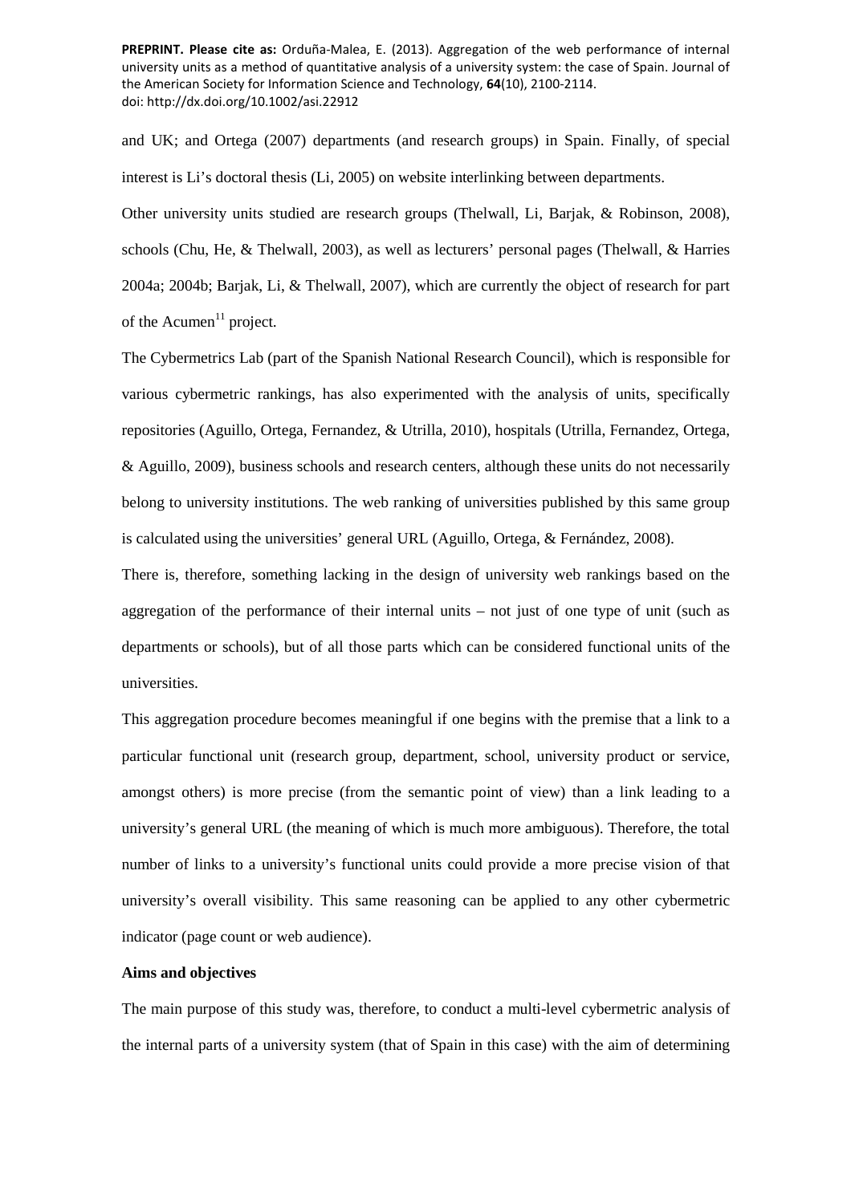and UK; and Ortega (2007) departments (and research groups) in Spain. Finally, of special interest is Li's doctoral thesis (Li, 2005) on website interlinking between departments.

Other university units studied are research groups (Thelwall, Li, Barjak, & Robinson, 2008), schools (Chu, He, & Thelwall, 2003), as well as lecturers' personal pages (Thelwall, & Harries 2004a; 2004b; Barjak, Li, & Thelwall, 2007), which are currently the object of research for part of the Acumen[11] project.

The Cybermetrics Lab (part of the Spanish National Research Council), which is responsible for various cybermetric rankings, has also experimented with the analysis of units, specifically repositories (Aguillo, Ortega, Fernandez, & Utrilla, 2010), hospitals (Utrilla, Fernandez, Ortega, & Aguillo, 2009), business schools and research centers, although these units do not necessarily belong to university institutions. The web ranking of universities published by this same group is calculated using the universities' general URL (Aguillo, Ortega, & Fernández, 2008).

There is, therefore, something lacking in the design of university web rankings based on the aggregation of the performance of their internal units – not just of one type of unit (such as departments or schools), but of all those parts which can be considered functional units of the universities.

This aggregation procedure becomes meaningful if one begins with the premise that a link to a particular functional unit (research group, department, school, university product or service, amongst others) is more precise (from the semantic point of view) than a link leading to a university's general URL (the meaning of which is much more ambiguous). Therefore, the total number of links to a university's functional units could provide a more precise vision of that university's overall visibility. This same reasoning can be applied to any other cybermetric indicator (page count or web audience).

**Aims and objectives**

The main purpose of this study was, therefore, to conduct a multi-level cybermetric analysis of the internal parts of a university system (that of Spain in this case) with the aim of determining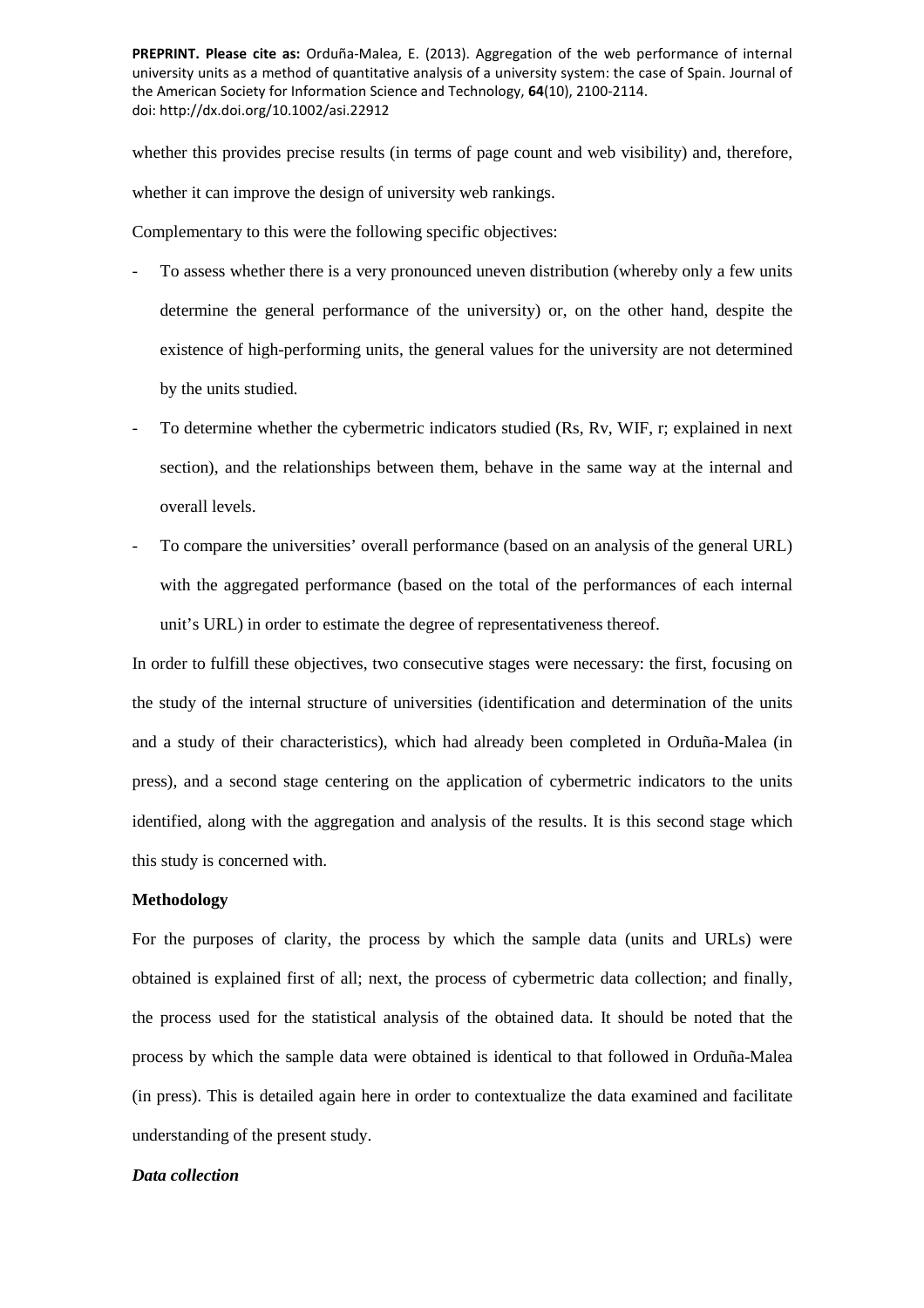whether this provides precise results (in terms of page count and web visibility) and, therefore, whether it can improve the design of university web rankings.

Complementary to this were the following specific objectives:

- To assess whether there is a very pronounced uneven distribution (whereby only a few units determine the general performance of the university) or, on the other hand, despite the existence of high-performing units, the general values for the university are not determined by the units studied.
- To determine whether the cybermetric indicators studied (Rs, Rv, WIF, r; explained in next section), and the relationships between them, behave in the same way at the internal and overall levels.
- To compare the universities' overall performance (based on an analysis of the general URL) with the aggregated performance (based on the total of the performances of each internal unit's URL) in order to estimate the degree of representativeness thereof.

In order to fulfill these objectives, two consecutive stages were necessary: the first, focusing on the study of the internal structure of universities (identification and determination of the units and a study of their characteristics), which had already been completed in Orduña-Malea (in press), and a second stage centering on the application of cybermetric indicators to the units identified, along with the aggregation and analysis of the results. It is this second stage which this study is concerned with.

**Methodology**

For the purposes of clarity, the process by which the sample data (units and URLs) were obtained is explained first of all; next, the process of cybermetric data collection; and finally, the process used for the statistical analysis of the obtained data. It should be noted that the process by which the sample data were obtained is identical to that followed in Orduña-Malea (in press). This is detailed again here in order to contextualize the data examined and facilitate understanding of the present study.

***Data collection***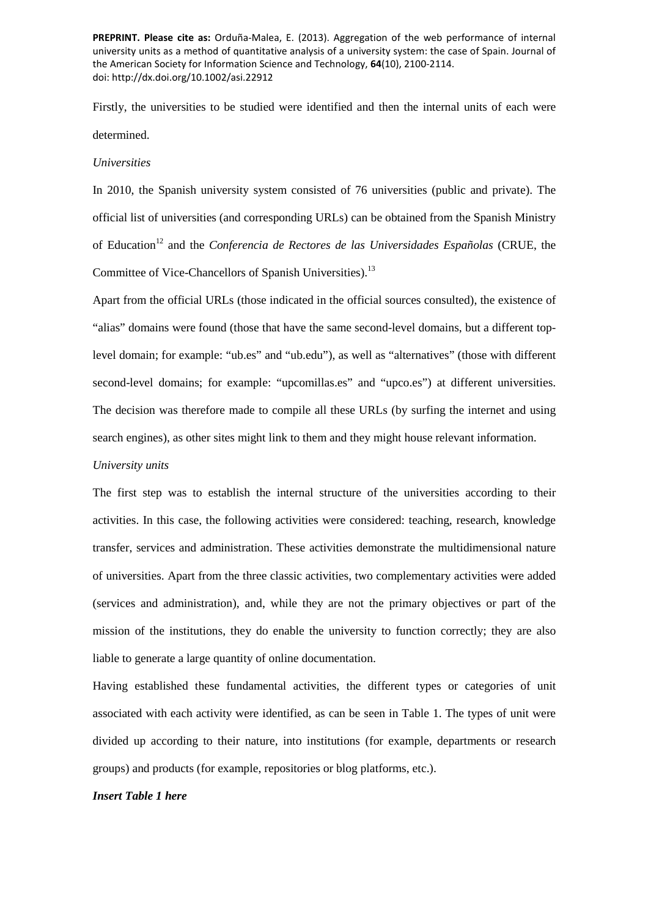Firstly, the universities to be studied were identified and then the internal units of each were determined.

*Universities*

In 2010, the Spanish university system consisted of 76 universities (public and private). The official list of universities (and corresponding URLs) can be obtained from the Spanish Ministry of Education[12] and the *Conferencia de Rectores de las Universidades Españolas* (CRUE, the Committee of Vice-Chancellors of Spanish Universities).[13]

Apart from the official URLs (those indicated in the official sources consulted), the existence of "alias" domains were found (those that have the same second-level domains, but a different top-level domain; for example: "ub.es" and "ub.edu"), as well as "alternatives" (those with different second-level domains; for example: "upcomillas.es" and "upco.es") at different universities. The decision was therefore made to compile all these URLs (by surfing the internet and using search engines), as other sites might link to them and they might house relevant information.

*University units*

The first step was to establish the internal structure of the universities according to their activities. In this case, the following activities were considered: teaching, research, knowledge transfer, services and administration. These activities demonstrate the multidimensional nature of universities. Apart from the three classic activities, two complementary activities were added (services and administration), and, while they are not the primary objectives or part of the mission of the institutions, they do enable the university to function correctly; they are also liable to generate a large quantity of online documentation.

Having established these fundamental activities, the different types or categories of unit associated with each activity were identified, as can be seen in Table 1. The types of unit were divided up according to their nature, into institutions (for example, departments or research groups) and products (for example, repositories or blog platforms, etc.).

***Insert Table 1 here***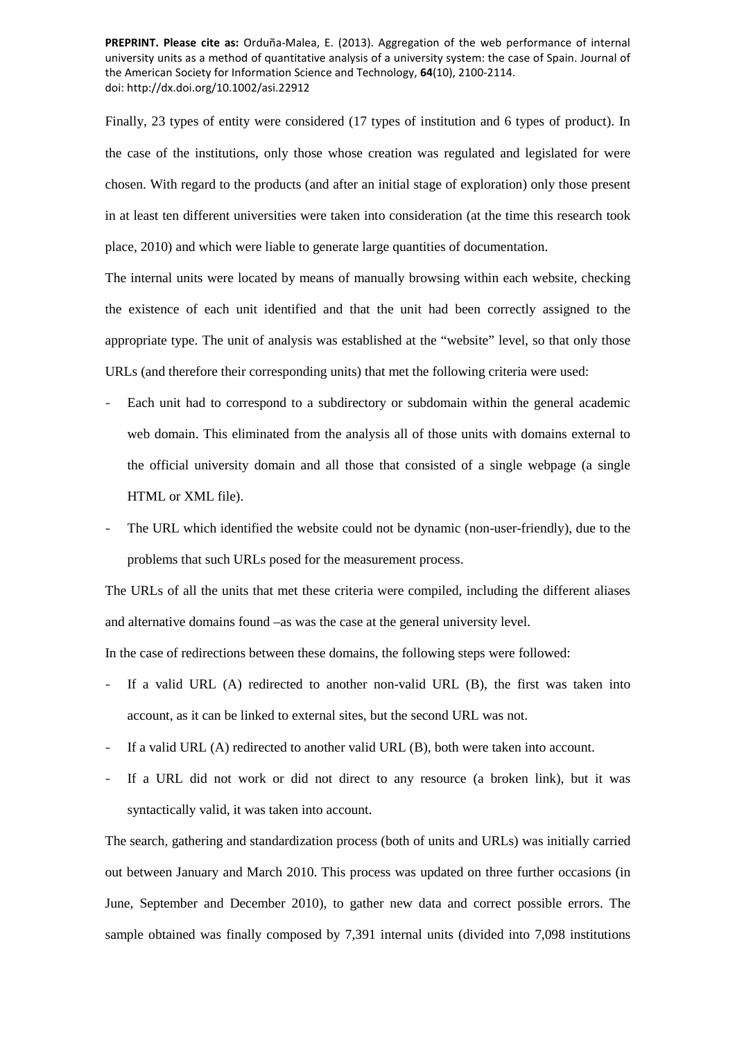Finally, 23 types of entity were considered (17 types of institution and 6 types of product). In the case of the institutions, only those whose creation was regulated and legislated for were chosen. With regard to the products (and after an initial stage of exploration) only those present in at least ten different universities were taken into consideration (at the time this research took place, 2010) and which were liable to generate large quantities of documentation.

The internal units were located by means of manually browsing within each website, checking the existence of each unit identified and that the unit had been correctly assigned to the appropriate type. The unit of analysis was established at the "website" level, so that only those URLs (and therefore their corresponding units) that met the following criteria were used:

- Each unit had to correspond to a subdirectory or subdomain within the general academic web domain. This eliminated from the analysis all of those units with domains external to the official university domain and all those that consisted of a single webpage (a single HTML or XML file).
- The URL which identified the website could not be dynamic (non-user-friendly), due to the problems that such URLs posed for the measurement process.

The URLs of all the units that met these criteria were compiled, including the different aliases and alternative domains found –as was the case at the general university level.

In the case of redirections between these domains, the following steps were followed:

- If a valid URL (A) redirected to another non-valid URL (B), the first was taken into account, as it can be linked to external sites, but the second URL was not.
- If a valid URL (A) redirected to another valid URL (B), both were taken into account.
- If a URL did not work or did not direct to any resource (a broken link), but it was syntactically valid, it was taken into account.

The search, gathering and standardization process (both of units and URLs) was initially carried out between January and March 2010. This process was updated on three further occasions (in June, September and December 2010), to gather new data and correct possible errors. The sample obtained was finally composed by 7,391 internal units (divided into 7,098 institutions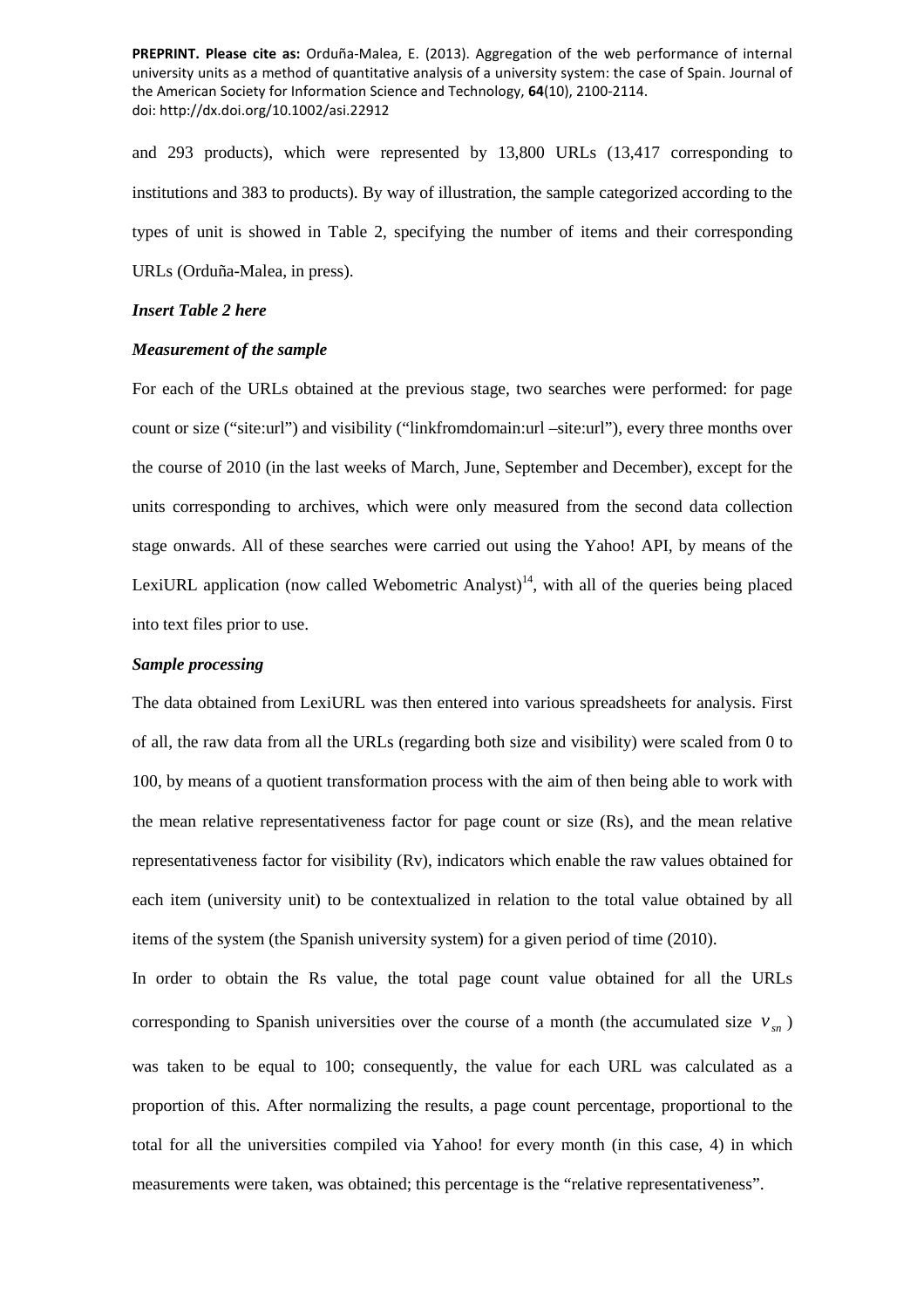and 293 products), which were represented by 13,800 URLs (13,417 corresponding to institutions and 383 to products). By way of illustration, the sample categorized according to the types of unit is showed in Table 2, specifying the number of items and their corresponding URLs (Orduña-Malea, in press).

***Insert Table 2 here***

***Measurement of the sample***

For each of the URLs obtained at the previous stage, two searches were performed: for page count or size ("site:url") and visibility ("linkfromdomain:url –site:url"), every three months over the course of 2010 (in the last weeks of March, June, September and December), except for the units corresponding to archives, which were only measured from the second data collection stage onwards. All of these searches were carried out using the Yahoo! API, by means of the LexiURL application (now called Webometric Analyst)[14], with all of the queries being placed into text files prior to use.

***Sample processing***

The data obtained from LexiURL was then entered into various spreadsheets for analysis. First of all, the raw data from all the URLs (regarding both size and visibility) were scaled from 0 to 100, by means of a quotient transformation process with the aim of then being able to work with the mean relative representativeness factor for page count or size (Rs), and the mean relative representativeness factor for visibility (Rv), indicators which enable the raw values obtained for each item (university unit) to be contextualized in relation to the total value obtained by all items of the system (the Spanish university system) for a given period of time (2010).

In order to obtain the Rs value, the total page count value obtained for all the URLs corresponding to Spanish universities over the course of a month (the accumulated size $v_{sn}$) was taken to be equal to 100; consequently, the value for each URL was calculated as a proportion of this. After normalizing the results, a page count percentage, proportional to the total for all the universities compiled via Yahoo! for every month (in this case, 4) in which measurements were taken, was obtained; this percentage is the "relative representativeness".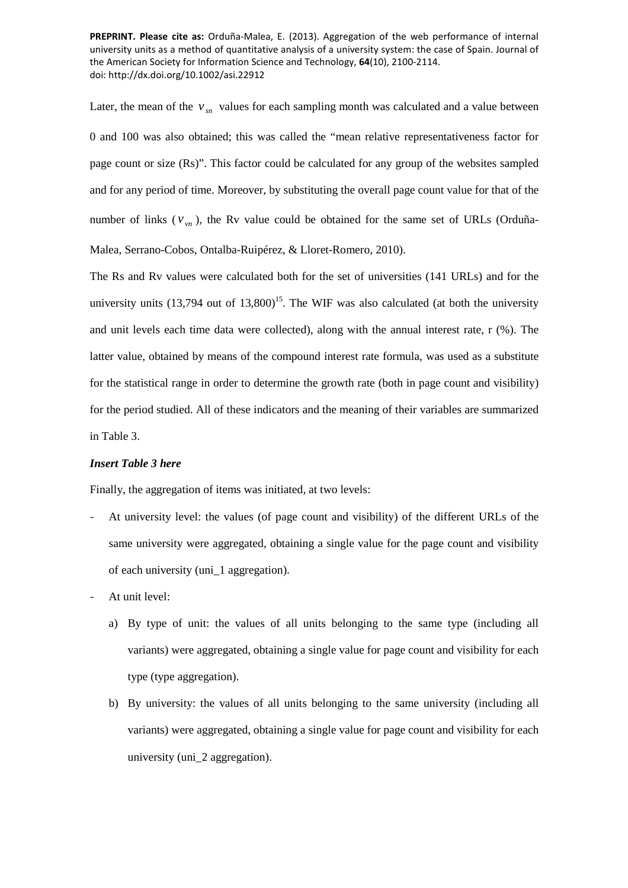Later, the mean of the $v_{sn}$ values for each sampling month was calculated and a value between 0 and 100 was also obtained; this was called the "mean relative representativeness factor for page count or size (Rs)". This factor could be calculated for any group of the websites sampled and for any period of time. Moreover, by substituting the overall page count value for that of the number of links ($v_{vn}$), the Rv value could be obtained for the same set of URLs (Orduña-Malea, Serrano-Cobos, Ontalba-Ruipérez, & Lloret-Romero, 2010).

The Rs and Rv values were calculated both for the set of universities (141 URLs) and for the university units (13,794 out of 13,800)[15]. The WIF was also calculated (at both the university and unit levels each time data were collected), along with the annual interest rate, r (%). The latter value, obtained by means of the compound interest rate formula, was used as a substitute for the statistical range in order to determine the growth rate (both in page count and visibility) for the period studied. All of these indicators and the meaning of their variables are summarized in Table 3.

***Insert Table 3 here***

Finally, the aggregation of items was initiated, at two levels:

- At university level: the values (of page count and visibility) of the different URLs of the same university were aggregated, obtaining a single value for the page count and visibility of each university (uni_1 aggregation).
- At unit level:
  a) By type of unit: the values of all units belonging to the same type (including all variants) were aggregated, obtaining a single value for page count and visibility for each type (type aggregation).
  b) By university: the values of all units belonging to the same university (including all variants) were aggregated, obtaining a single value for page count and visibility for each university (uni_2 aggregation).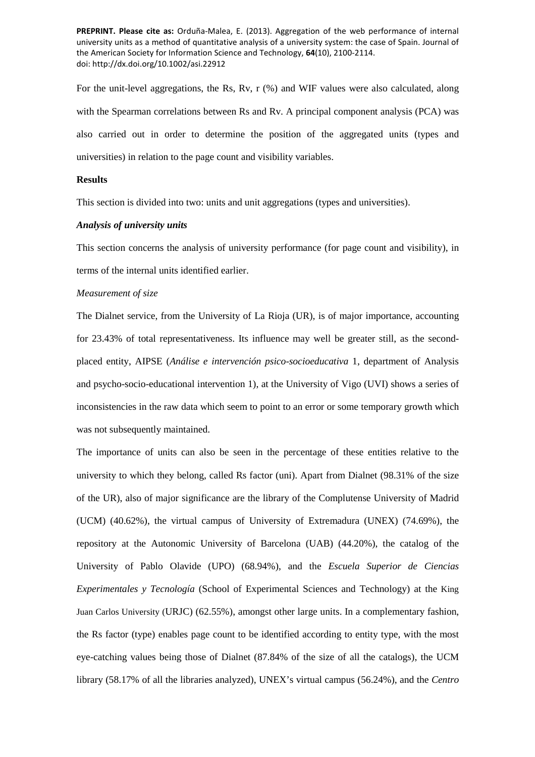For the unit-level aggregations, the Rs, Rv, r (%) and WIF values were also calculated, along with the Spearman correlations between Rs and Rv. A principal component analysis (PCA) was also carried out in order to determine the position of the aggregated units (types and universities) in relation to the page count and visibility variables.

## Results

This section is divided into two: units and unit aggregations (types and universities).

### *Analysis of university units*

This section concerns the analysis of university performance (for page count and visibility), in terms of the internal units identified earlier.

#### *Measurement of size*

The Dialnet service, from the University of La Rioja (UR), is of major importance, accounting for 23.43% of total representativeness. Its influence may well be greater still, as the second-placed entity, AIPSE (*Análise e intervención psico-socioeducativa* 1, department of Analysis and psycho-socio-educational intervention 1), at the University of Vigo (UVI) shows a series of inconsistencies in the raw data which seem to point to an error or some temporary growth which was not subsequently maintained.

The importance of units can also be seen in the percentage of these entities relative to the university to which they belong, called Rs factor (uni). Apart from Dialnet (98.31% of the size of the UR), also of major significance are the library of the Complutense University of Madrid (UCM) (40.62%), the virtual campus of University of Extremadura (UNEX) (74.69%), the repository at the Autonomic University of Barcelona (UAB) (44.20%), the catalog of the University of Pablo Olavide (UPO) (68.94%), and the *Escuela Superior de Ciencias Experimentales y Tecnología* (School of Experimental Sciences and Technology) at the King Juan Carlos University (URJC) (62.55%), amongst other large units. In a complementary fashion, the Rs factor (type) enables page count to be identified according to entity type, with the most eye-catching values being those of Dialnet (87.84% of the size of all the catalogs), the UCM library (58.17% of all the libraries analyzed), UNEX's virtual campus (56.24%), and the *Centro*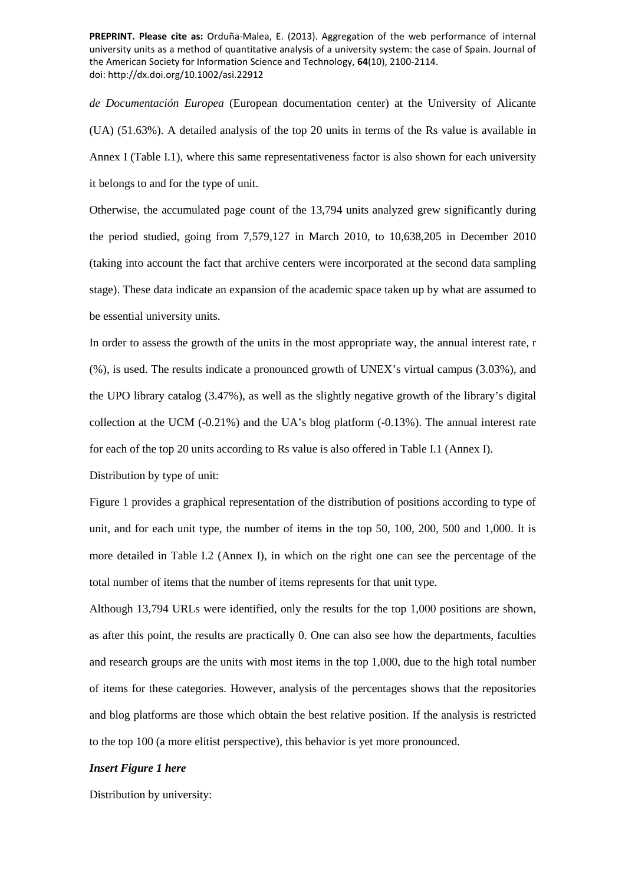*de Documentación Europea* (European documentation center) at the University of Alicante (UA) (51.63%). A detailed analysis of the top 20 units in terms of the Rs value is available in Annex I (Table I.1), where this same representativeness factor is also shown for each university it belongs to and for the type of unit.

Otherwise, the accumulated page count of the 13,794 units analyzed grew significantly during the period studied, going from 7,579,127 in March 2010, to 10,638,205 in December 2010 (taking into account the fact that archive centers were incorporated at the second data sampling stage). These data indicate an expansion of the academic space taken up by what are assumed to be essential university units.

In order to assess the growth of the units in the most appropriate way, the annual interest rate, r (%), is used. The results indicate a pronounced growth of UNEX's virtual campus (3.03%), and the UPO library catalog (3.47%), as well as the slightly negative growth of the library's digital collection at the UCM (-0.21%) and the UA's blog platform (-0.13%). The annual interest rate for each of the top 20 units according to Rs value is also offered in Table I.1 (Annex I).

Distribution by type of unit:

Figure 1 provides a graphical representation of the distribution of positions according to type of unit, and for each unit type, the number of items in the top 50, 100, 200, 500 and 1,000. It is more detailed in Table I.2 (Annex I), in which on the right one can see the percentage of the total number of items that the number of items represents for that unit type.

Although 13,794 URLs were identified, only the results for the top 1,000 positions are shown, as after this point, the results are practically 0. One can also see how the departments, faculties and research groups are the units with most items in the top 1,000, due to the high total number of items for these categories. However, analysis of the percentages shows that the repositories and blog platforms are those which obtain the best relative position. If the analysis is restricted to the top 100 (a more elitist perspective), this behavior is yet more pronounced.

***Insert Figure 1 here***

Distribution by university: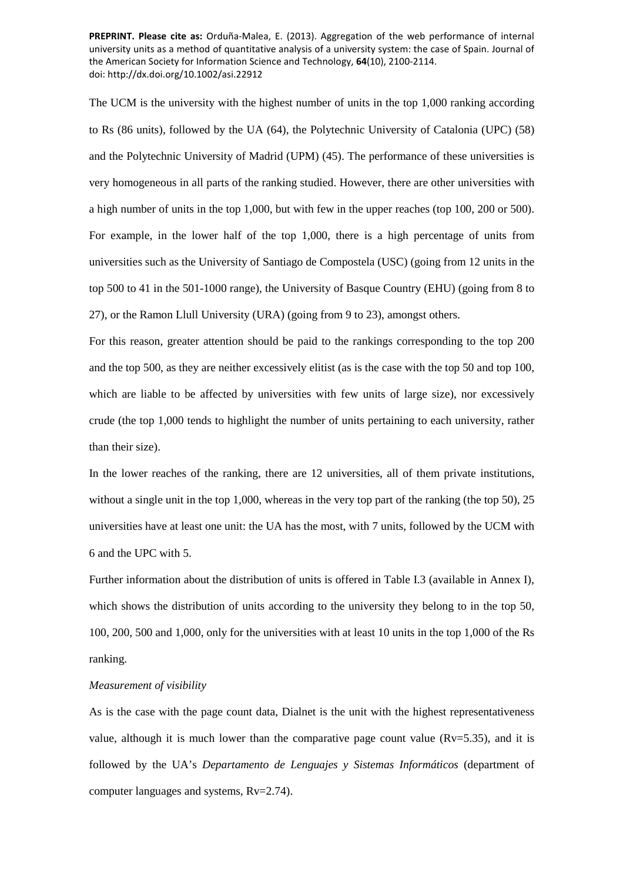The UCM is the university with the highest number of units in the top 1,000 ranking according to Rs (86 units), followed by the UA (64), the Polytechnic University of Catalonia (UPC) (58) and the Polytechnic University of Madrid (UPM) (45). The performance of these universities is very homogeneous in all parts of the ranking studied. However, there are other universities with a high number of units in the top 1,000, but with few in the upper reaches (top 100, 200 or 500). For example, in the lower half of the top 1,000, there is a high percentage of units from universities such as the University of Santiago de Compostela (USC) (going from 12 units in the top 500 to 41 in the 501-1000 range), the University of Basque Country (EHU) (going from 8 to 27), or the Ramon Llull University (URA) (going from 9 to 23), amongst others.

For this reason, greater attention should be paid to the rankings corresponding to the top 200 and the top 500, as they are neither excessively elitist (as is the case with the top 50 and top 100, which are liable to be affected by universities with few units of large size), nor excessively crude (the top 1,000 tends to highlight the number of units pertaining to each university, rather than their size).

In the lower reaches of the ranking, there are 12 universities, all of them private institutions, without a single unit in the top 1,000, whereas in the very top part of the ranking (the top 50), 25 universities have at least one unit: the UA has the most, with 7 units, followed by the UCM with 6 and the UPC with 5.

Further information about the distribution of units is offered in Table I.3 (available in Annex I), which shows the distribution of units according to the university they belong to in the top 50, 100, 200, 500 and 1,000, only for the universities with at least 10 units in the top 1,000 of the Rs ranking.

*Measurement of visibility*

As is the case with the page count data, Dialnet is the unit with the highest representativeness value, although it is much lower than the comparative page count value (Rv=5.35), and it is followed by the UA's *Departamento de Lenguajes y Sistemas Informáticos* (department of computer languages and systems, Rv=2.74).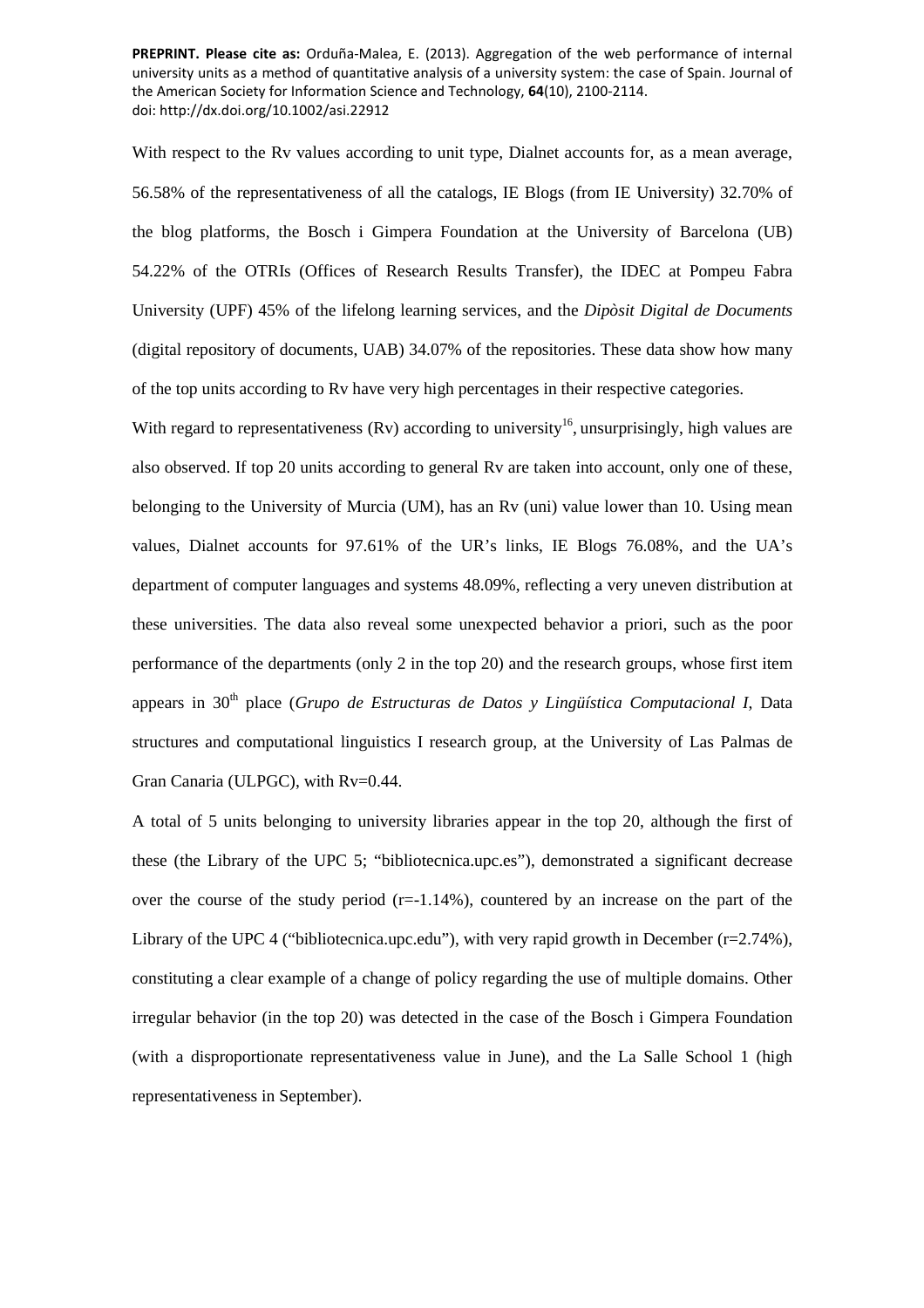With respect to the Rv values according to unit type, Dialnet accounts for, as a mean average, 56.58% of the representativeness of all the catalogs, IE Blogs (from IE University) 32.70% of the blog platforms, the Bosch i Gimpera Foundation at the University of Barcelona (UB) 54.22% of the OTRIs (Offices of Research Results Transfer), the IDEC at Pompeu Fabra University (UPF) 45% of the lifelong learning services, and the *Dipòsit Digital de Documents* (digital repository of documents, UAB) 34.07% of the repositories. These data show how many of the top units according to Rv have very high percentages in their respective categories.

With regard to representativeness (Rv) according to university[16], unsurprisingly, high values are also observed. If top 20 units according to general Rv are taken into account, only one of these, belonging to the University of Murcia (UM), has an Rv (uni) value lower than 10. Using mean values, Dialnet accounts for 97.61% of the UR's links, IE Blogs 76.08%, and the UA's department of computer languages and systems 48.09%, reflecting a very uneven distribution at these universities. The data also reveal some unexpected behavior a priori, such as the poor performance of the departments (only 2 in the top 20) and the research groups, whose first item appears in 30th place (*Grupo de Estructuras de Datos y Lingüística Computacional I*, Data structures and computational linguistics I research group, at the University of Las Palmas de Gran Canaria (ULPGC), with Rv=0.44.

A total of 5 units belonging to university libraries appear in the top 20, although the first of these (the Library of the UPC 5; "bibliotecnica.upc.es"), demonstrated a significant decrease over the course of the study period (r=-1.14%), countered by an increase on the part of the Library of the UPC 4 ("bibliotecnica.upc.edu"), with very rapid growth in December (r=2.74%), constituting a clear example of a change of policy regarding the use of multiple domains. Other irregular behavior (in the top 20) was detected in the case of the Bosch i Gimpera Foundation (with a disproportionate representativeness value in June), and the La Salle School 1 (high representativeness in September).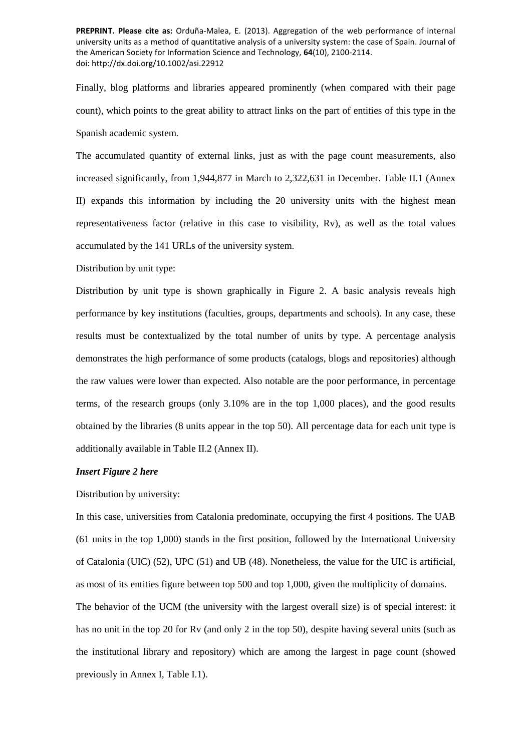Finally, blog platforms and libraries appeared prominently (when compared with their page count), which points to the great ability to attract links on the part of entities of this type in the Spanish academic system.

The accumulated quantity of external links, just as with the page count measurements, also increased significantly, from 1,944,877 in March to 2,322,631 in December. Table II.1 (Annex II) expands this information by including the 20 university units with the highest mean representativeness factor (relative in this case to visibility, Rv), as well as the total values accumulated by the 141 URLs of the university system.

Distribution by unit type:

Distribution by unit type is shown graphically in Figure 2. A basic analysis reveals high performance by key institutions (faculties, groups, departments and schools). In any case, these results must be contextualized by the total number of units by type. A percentage analysis demonstrates the high performance of some products (catalogs, blogs and repositories) although the raw values were lower than expected. Also notable are the poor performance, in percentage terms, of the research groups (only 3.10% are in the top 1,000 places), and the good results obtained by the libraries (8 units appear in the top 50). All percentage data for each unit type is additionally available in Table II.2 (Annex II).

***Insert Figure 2 here***

Distribution by university:

In this case, universities from Catalonia predominate, occupying the first 4 positions. The UAB (61 units in the top 1,000) stands in the first position, followed by the International University of Catalonia (UIC) (52), UPC (51) and UB (48). Nonetheless, the value for the UIC is artificial, as most of its entities figure between top 500 and top 1,000, given the multiplicity of domains.

The behavior of the UCM (the university with the largest overall size) is of special interest: it has no unit in the top 20 for Rv (and only 2 in the top 50), despite having several units (such as the institutional library and repository) which are among the largest in page count (showed previously in Annex I, Table I.1).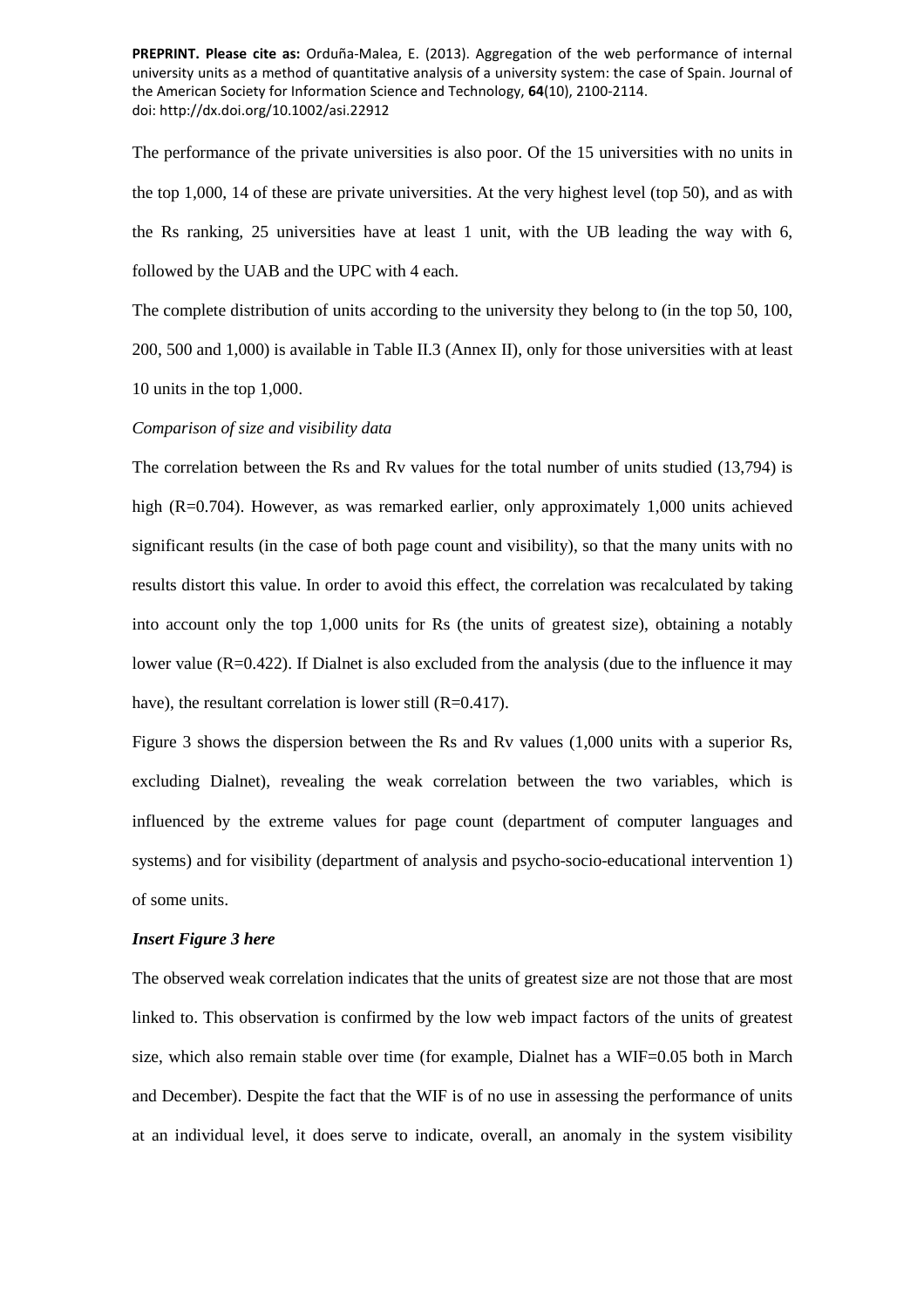The performance of the private universities is also poor. Of the 15 universities with no units in the top 1,000, 14 of these are private universities. At the very highest level (top 50), and as with the Rs ranking, 25 universities have at least 1 unit, with the UB leading the way with 6, followed by the UAB and the UPC with 4 each.

The complete distribution of units according to the university they belong to (in the top 50, 100, 200, 500 and 1,000) is available in Table II.3 (Annex II), only for those universities with at least 10 units in the top 1,000.

*Comparison of size and visibility data*

The correlation between the Rs and Rv values for the total number of units studied (13,794) is high (R=0.704). However, as was remarked earlier, only approximately 1,000 units achieved significant results (in the case of both page count and visibility), so that the many units with no results distort this value. In order to avoid this effect, the correlation was recalculated by taking into account only the top 1,000 units for Rs (the units of greatest size), obtaining a notably lower value (R=0.422). If Dialnet is also excluded from the analysis (due to the influence it may have), the resultant correlation is lower still (R=0.417).

Figure 3 shows the dispersion between the Rs and Rv values (1,000 units with a superior Rs, excluding Dialnet), revealing the weak correlation between the two variables, which is influenced by the extreme values for page count (department of computer languages and systems) and for visibility (department of analysis and psycho-socio-educational intervention 1) of some units.

***Insert Figure 3 here***

The observed weak correlation indicates that the units of greatest size are not those that are most linked to. This observation is confirmed by the low web impact factors of the units of greatest size, which also remain stable over time (for example, Dialnet has a WIF=0.05 both in March and December). Despite the fact that the WIF is of no use in assessing the performance of units at an individual level, it does serve to indicate, overall, an anomaly in the system visibility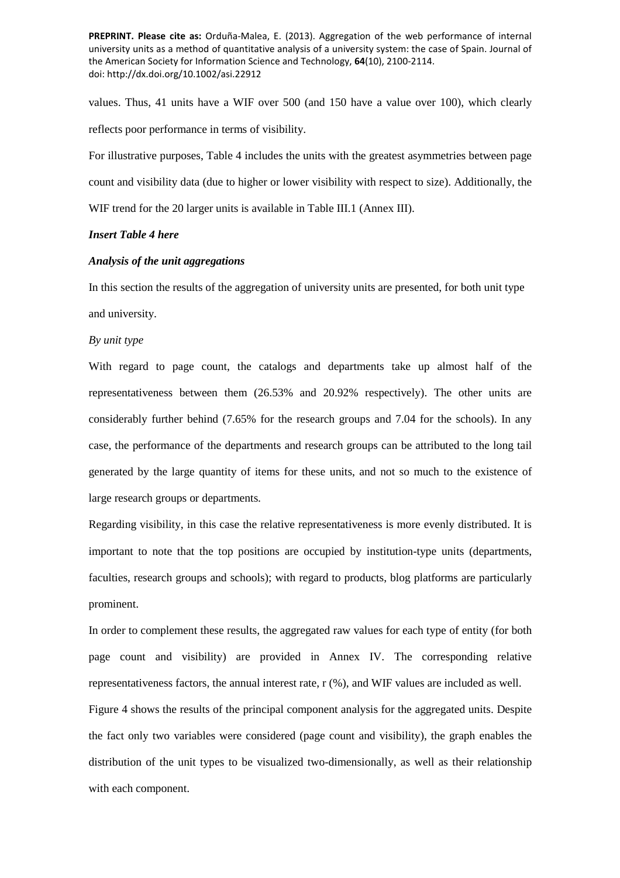values. Thus, 41 units have a WIF over 500 (and 150 have a value over 100), which clearly reflects poor performance in terms of visibility.

For illustrative purposes, Table 4 includes the units with the greatest asymmetries between page count and visibility data (due to higher or lower visibility with respect to size). Additionally, the WIF trend for the 20 larger units is available in Table III.1 (Annex III).

***Insert Table 4 here***

***Analysis of the unit aggregations***

In this section the results of the aggregation of university units are presented, for both unit type and university.

*By unit type*

With regard to page count, the catalogs and departments take up almost half of the representativeness between them (26.53% and 20.92% respectively). The other units are considerably further behind (7.65% for the research groups and 7.04 for the schools). In any case, the performance of the departments and research groups can be attributed to the long tail generated by the large quantity of items for these units, and not so much to the existence of large research groups or departments.

Regarding visibility, in this case the relative representativeness is more evenly distributed. It is important to note that the top positions are occupied by institution-type units (departments, faculties, research groups and schools); with regard to products, blog platforms are particularly prominent.

In order to complement these results, the aggregated raw values for each type of entity (for both page count and visibility) are provided in Annex IV. The corresponding relative representativeness factors, the annual interest rate, r (%), and WIF values are included as well.

Figure 4 shows the results of the principal component analysis for the aggregated units. Despite the fact only two variables were considered (page count and visibility), the graph enables the distribution of the unit types to be visualized two-dimensionally, as well as their relationship with each component.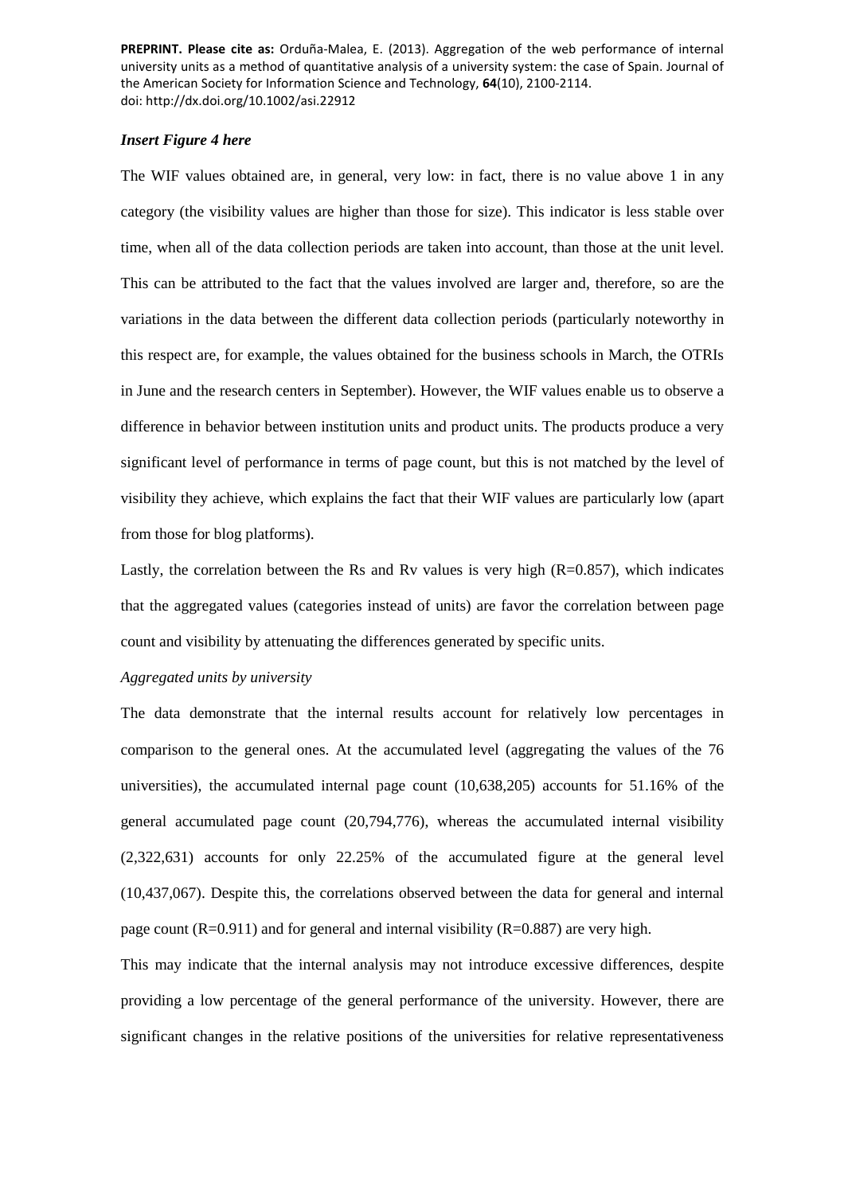***Insert Figure 4 here***

The WIF values obtained are, in general, very low: in fact, there is no value above 1 in any category (the visibility values are higher than those for size). This indicator is less stable over time, when all of the data collection periods are taken into account, than those at the unit level. This can be attributed to the fact that the values involved are larger and, therefore, so are the variations in the data between the different data collection periods (particularly noteworthy in this respect are, for example, the values obtained for the business schools in March, the OTRIs in June and the research centers in September). However, the WIF values enable us to observe a difference in behavior between institution units and product units. The products produce a very significant level of performance in terms of page count, but this is not matched by the level of visibility they achieve, which explains the fact that their WIF values are particularly low (apart from those for blog platforms).

Lastly, the correlation between the Rs and Rv values is very high (R=0.857), which indicates that the aggregated values (categories instead of units) are favor the correlation between page count and visibility by attenuating the differences generated by specific units.

*Aggregated units by university*

The data demonstrate that the internal results account for relatively low percentages in comparison to the general ones. At the accumulated level (aggregating the values of the 76 universities), the accumulated internal page count (10,638,205) accounts for 51.16% of the general accumulated page count (20,794,776), whereas the accumulated internal visibility (2,322,631) accounts for only 22.25% of the accumulated figure at the general level (10,437,067). Despite this, the correlations observed between the data for general and internal page count (R=0.911) and for general and internal visibility (R=0.887) are very high.

This may indicate that the internal analysis may not introduce excessive differences, despite providing a low percentage of the general performance of the university. However, there are significant changes in the relative positions of the universities for relative representativeness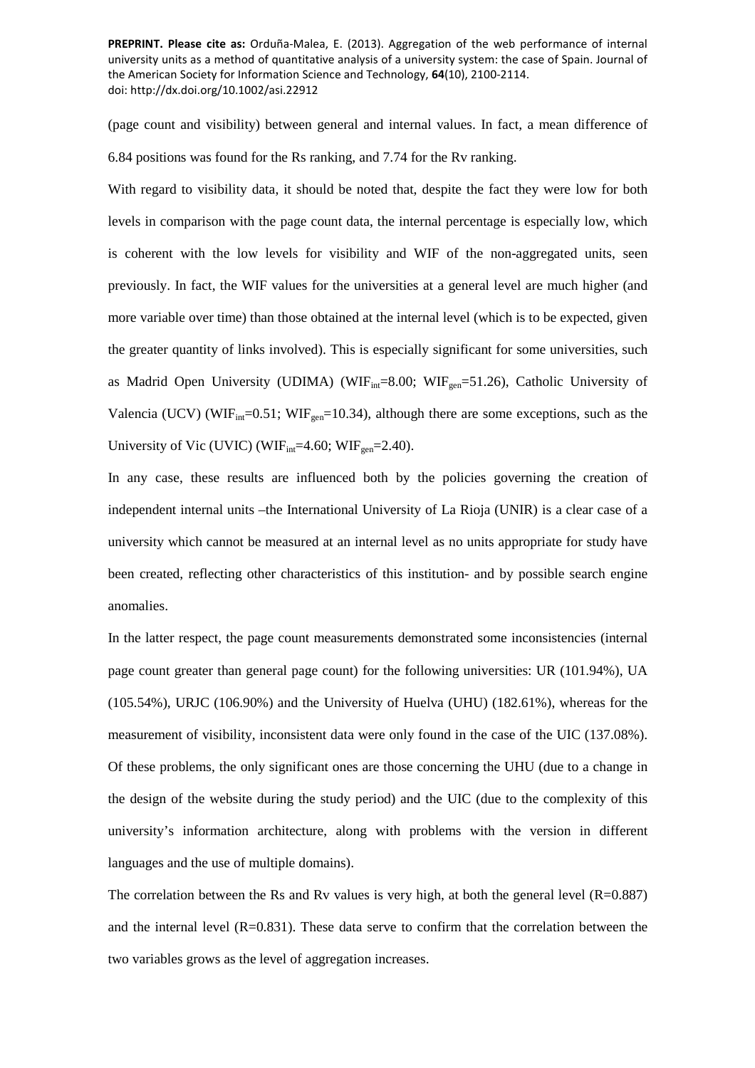(page count and visibility) between general and internal values. In fact, a mean difference of 6.84 positions was found for the Rs ranking, and 7.74 for the Rv ranking.

With regard to visibility data, it should be noted that, despite the fact they were low for both levels in comparison with the page count data, the internal percentage is especially low, which is coherent with the low levels for visibility and WIF of the non-aggregated units, seen previously. In fact, the WIF values for the universities at a general level are much higher (and more variable over time) than those obtained at the internal level (which is to be expected, given the greater quantity of links involved). This is especially significant for some universities, such as Madrid Open University (UDIMA) ($WIF_{int}$=8.00; $WIF_{gen}$=51.26), Catholic University of Valencia (UCV) ($WIF_{int}$=0.51; $WIF_{gen}$=10.34), although there are some exceptions, such as the University of Vic (UVIC) ($WIF_{int}$=4.60; $WIF_{gen}$=2.40).

In any case, these results are influenced both by the policies governing the creation of independent internal units –the International University of La Rioja (UNIR) is a clear case of a university which cannot be measured at an internal level as no units appropriate for study have been created, reflecting other characteristics of this institution- and by possible search engine anomalies.

In the latter respect, the page count measurements demonstrated some inconsistencies (internal page count greater than general page count) for the following universities: UR (101.94%), UA (105.54%), URJC (106.90%) and the University of Huelva (UHU) (182.61%), whereas for the measurement of visibility, inconsistent data were only found in the case of the UIC (137.08%). Of these problems, the only significant ones are those concerning the UHU (due to a change in the design of the website during the study period) and the UIC (due to the complexity of this university's information architecture, along with problems with the version in different languages and the use of multiple domains).

The correlation between the Rs and Rv values is very high, at both the general level (R=0.887) and the internal level (R=0.831). These data serve to confirm that the correlation between the two variables grows as the level of aggregation increases.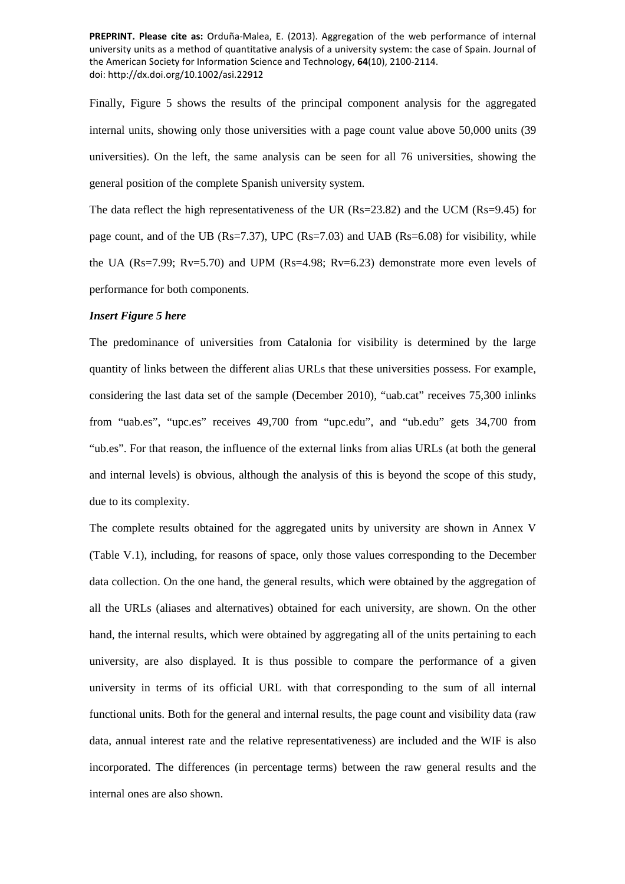Finally, Figure 5 shows the results of the principal component analysis for the aggregated internal units, showing only those universities with a page count value above 50,000 units (39 universities). On the left, the same analysis can be seen for all 76 universities, showing the general position of the complete Spanish university system.

The data reflect the high representativeness of the UR (Rs=23.82) and the UCM (Rs=9.45) for page count, and of the UB (Rs=7.37), UPC (Rs=7.03) and UAB (Rs=6.08) for visibility, while the UA (Rs=7.99; Rv=5.70) and UPM (Rs=4.98; Rv=6.23) demonstrate more even levels of performance for both components.

***Insert Figure 5 here***

The predominance of universities from Catalonia for visibility is determined by the large quantity of links between the different alias URLs that these universities possess. For example, considering the last data set of the sample (December 2010), "uab.cat" receives 75,300 inlinks from "uab.es", "upc.es" receives 49,700 from "upc.edu", and "ub.edu" gets 34,700 from "ub.es". For that reason, the influence of the external links from alias URLs (at both the general and internal levels) is obvious, although the analysis of this is beyond the scope of this study, due to its complexity.

The complete results obtained for the aggregated units by university are shown in Annex V (Table V.1), including, for reasons of space, only those values corresponding to the December data collection. On the one hand, the general results, which were obtained by the aggregation of all the URLs (aliases and alternatives) obtained for each university, are shown. On the other hand, the internal results, which were obtained by aggregating all of the units pertaining to each university, are also displayed. It is thus possible to compare the performance of a given university in terms of its official URL with that corresponding to the sum of all internal functional units. Both for the general and internal results, the page count and visibility data (raw data, annual interest rate and the relative representativeness) are included and the WIF is also incorporated. The differences (in percentage terms) between the raw general results and the internal ones are also shown.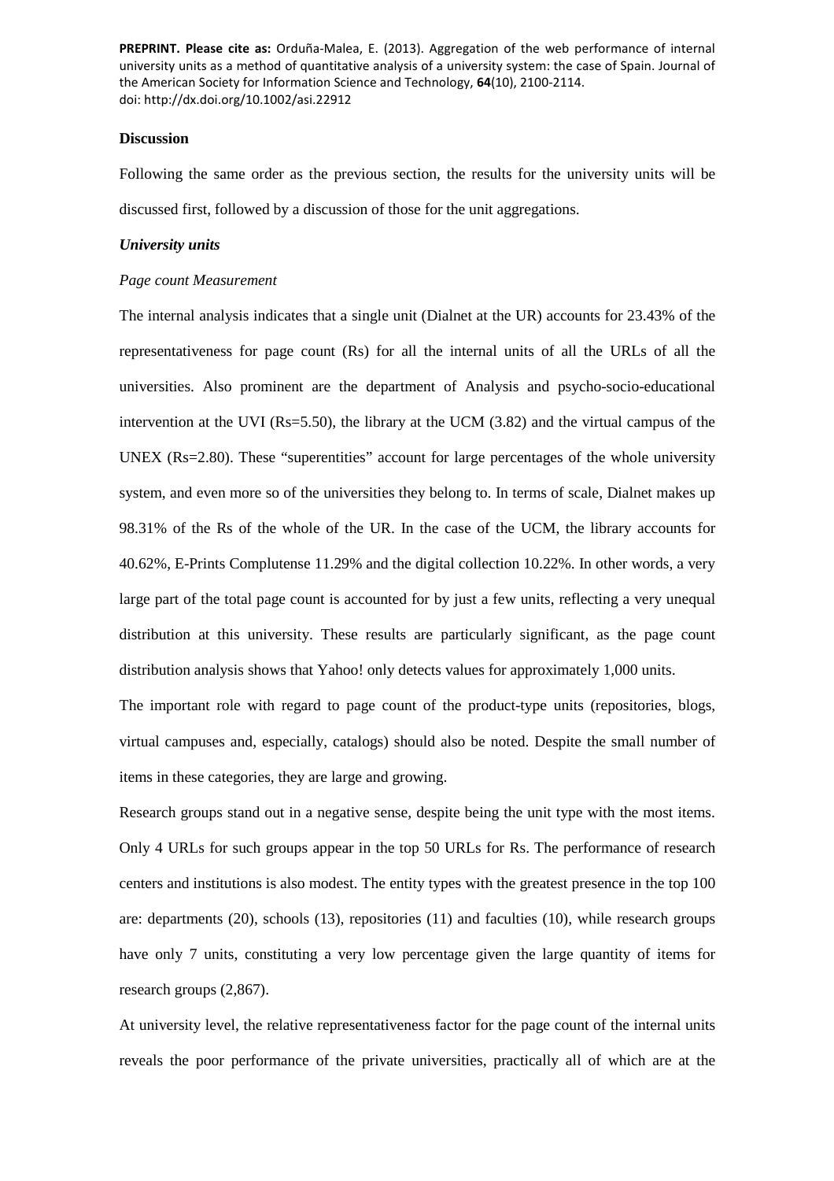## Discussion

Following the same order as the previous section, the results for the university units will be discussed first, followed by a discussion of those for the unit aggregations.

### *University units*

*Page count Measurement*

The internal analysis indicates that a single unit (Dialnet at the UR) accounts for 23.43% of the representativeness for page count (Rs) for all the internal units of all the URLs of all the universities. Also prominent are the department of Analysis and psycho-socio-educational intervention at the UVI (Rs=5.50), the library at the UCM (3.82) and the virtual campus of the UNEX (Rs=2.80). These "superentities" account for large percentages of the whole university system, and even more so of the universities they belong to. In terms of scale, Dialnet makes up 98.31% of the Rs of the whole of the UR. In the case of the UCM, the library accounts for 40.62%, E-Prints Complutense 11.29% and the digital collection 10.22%. In other words, a very large part of the total page count is accounted for by just a few units, reflecting a very unequal distribution at this university. These results are particularly significant, as the page count distribution analysis shows that Yahoo! only detects values for approximately 1,000 units.

The important role with regard to page count of the product-type units (repositories, blogs, virtual campuses and, especially, catalogs) should also be noted. Despite the small number of items in these categories, they are large and growing.

Research groups stand out in a negative sense, despite being the unit type with the most items. Only 4 URLs for such groups appear in the top 50 URLs for Rs. The performance of research centers and institutions is also modest. The entity types with the greatest presence in the top 100 are: departments (20), schools (13), repositories (11) and faculties (10), while research groups have only 7 units, constituting a very low percentage given the large quantity of items for research groups (2,867).

At university level, the relative representativeness factor for the page count of the internal units reveals the poor performance of the private universities, practically all of which are at the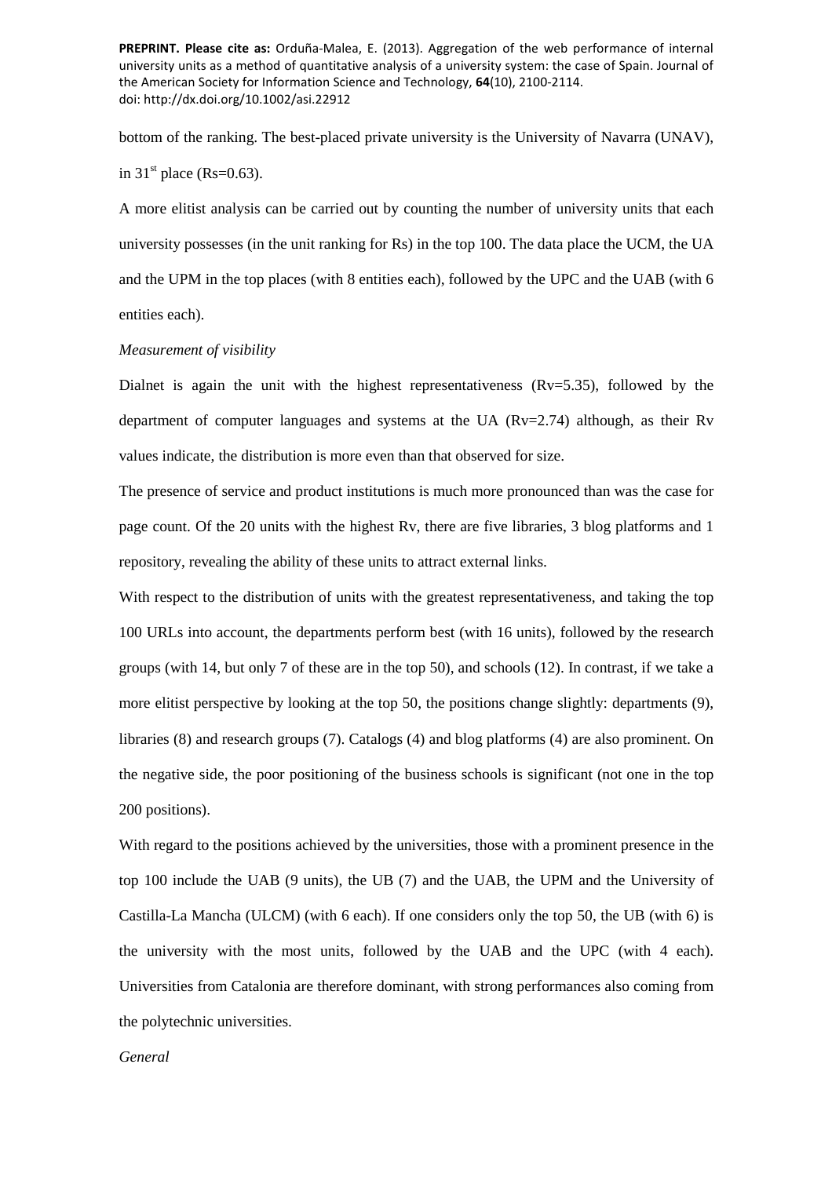bottom of the ranking. The best-placed private university is the University of Navarra (UNAV), in 31st place (Rs=0.63).

A more elitist analysis can be carried out by counting the number of university units that each university possesses (in the unit ranking for Rs) in the top 100. The data place the UCM, the UA and the UPM in the top places (with 8 entities each), followed by the UPC and the UAB (with 6 entities each).

*Measurement of visibility*

Dialnet is again the unit with the highest representativeness (Rv=5.35), followed by the department of computer languages and systems at the UA (Rv=2.74) although, as their Rv values indicate, the distribution is more even than that observed for size.

The presence of service and product institutions is much more pronounced than was the case for page count. Of the 20 units with the highest Rv, there are five libraries, 3 blog platforms and 1 repository, revealing the ability of these units to attract external links.

With respect to the distribution of units with the greatest representativeness, and taking the top 100 URLs into account, the departments perform best (with 16 units), followed by the research groups (with 14, but only 7 of these are in the top 50), and schools (12). In contrast, if we take a more elitist perspective by looking at the top 50, the positions change slightly: departments (9), libraries (8) and research groups (7). Catalogs (4) and blog platforms (4) are also prominent. On the negative side, the poor positioning of the business schools is significant (not one in the top 200 positions).

With regard to the positions achieved by the universities, those with a prominent presence in the top 100 include the UAB (9 units), the UB (7) and the UAB, the UPM and the University of Castilla-La Mancha (ULCM) (with 6 each). If one considers only the top 50, the UB (with 6) is the university with the most units, followed by the UAB and the UPC (with 4 each). Universities from Catalonia are therefore dominant, with strong performances also coming from the polytechnic universities.

*General*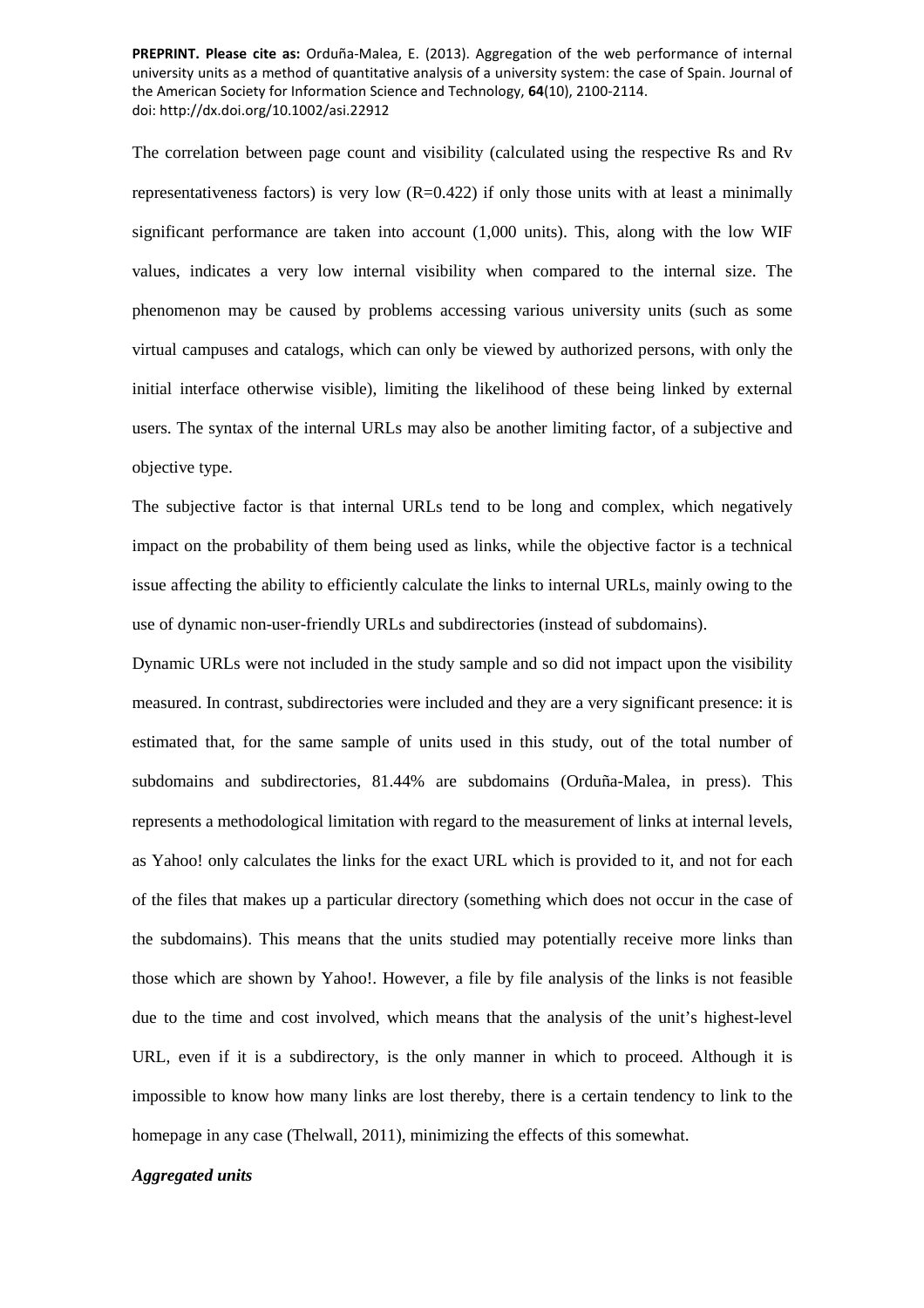The correlation between page count and visibility (calculated using the respective Rs and Rv representativeness factors) is very low (R=0.422) if only those units with at least a minimally significant performance are taken into account (1,000 units). This, along with the low WIF values, indicates a very low internal visibility when compared to the internal size. The phenomenon may be caused by problems accessing various university units (such as some virtual campuses and catalogs, which can only be viewed by authorized persons, with only the initial interface otherwise visible), limiting the likelihood of these being linked by external users. The syntax of the internal URLs may also be another limiting factor, of a subjective and objective type.

The subjective factor is that internal URLs tend to be long and complex, which negatively impact on the probability of them being used as links, while the objective factor is a technical issue affecting the ability to efficiently calculate the links to internal URLs, mainly owing to the use of dynamic non-user-friendly URLs and subdirectories (instead of subdomains).

Dynamic URLs were not included in the study sample and so did not impact upon the visibility measured. In contrast, subdirectories were included and they are a very significant presence: it is estimated that, for the same sample of units used in this study, out of the total number of subdomains and subdirectories, 81.44% are subdomains (Orduña-Malea, in press). This represents a methodological limitation with regard to the measurement of links at internal levels, as Yahoo! only calculates the links for the exact URL which is provided to it, and not for each of the files that makes up a particular directory (something which does not occur in the case of the subdomains). This means that the units studied may potentially receive more links than those which are shown by Yahoo!. However, a file by file analysis of the links is not feasible due to the time and cost involved, which means that the analysis of the unit's highest-level URL, even if it is a subdirectory, is the only manner in which to proceed. Although it is impossible to know how many links are lost thereby, there is a certain tendency to link to the homepage in any case (Thelwall, 2011), minimizing the effects of this somewhat.

***Aggregated units***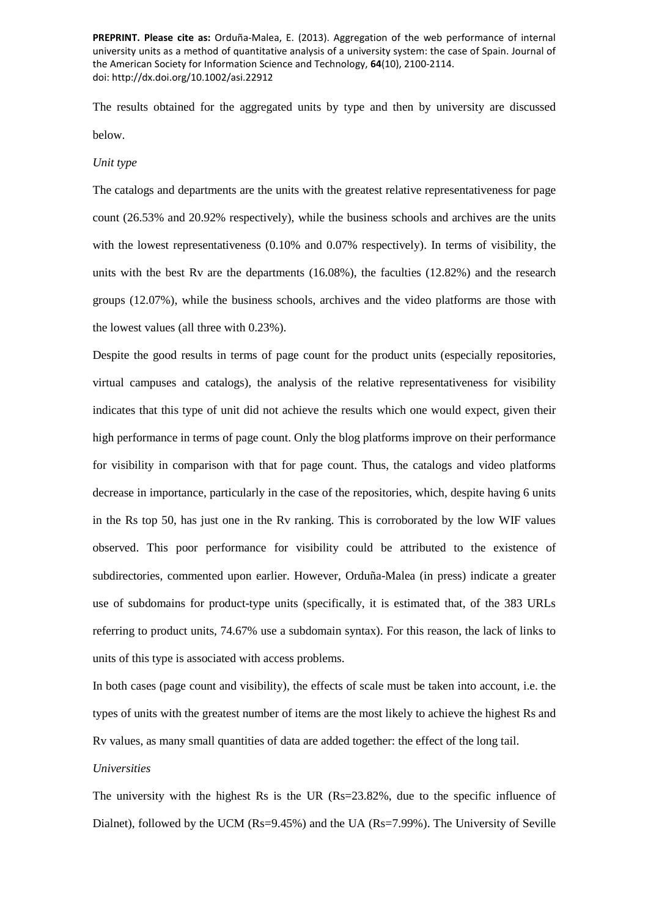The results obtained for the aggregated units by type and then by university are discussed below.

*Unit type*

The catalogs and departments are the units with the greatest relative representativeness for page count (26.53% and 20.92% respectively), while the business schools and archives are the units with the lowest representativeness (0.10% and 0.07% respectively). In terms of visibility, the units with the best Rv are the departments (16.08%), the faculties (12.82%) and the research groups (12.07%), while the business schools, archives and the video platforms are those with the lowest values (all three with 0.23%).

Despite the good results in terms of page count for the product units (especially repositories, virtual campuses and catalogs), the analysis of the relative representativeness for visibility indicates that this type of unit did not achieve the results which one would expect, given their high performance in terms of page count. Only the blog platforms improve on their performance for visibility in comparison with that for page count. Thus, the catalogs and video platforms decrease in importance, particularly in the case of the repositories, which, despite having 6 units in the Rs top 50, has just one in the Rv ranking. This is corroborated by the low WIF values observed. This poor performance for visibility could be attributed to the existence of subdirectories, commented upon earlier. However, Orduña-Malea (in press) indicate a greater use of subdomains for product-type units (specifically, it is estimated that, of the 383 URLs referring to product units, 74.67% use a subdomain syntax). For this reason, the lack of links to units of this type is associated with access problems.

In both cases (page count and visibility), the effects of scale must be taken into account, i.e. the types of units with the greatest number of items are the most likely to achieve the highest Rs and Rv values, as many small quantities of data are added together: the effect of the long tail.

*Universities*

The university with the highest Rs is the UR (Rs=23.82%, due to the specific influence of Dialnet), followed by the UCM (Rs=9.45%) and the UA (Rs=7.99%). The University of Seville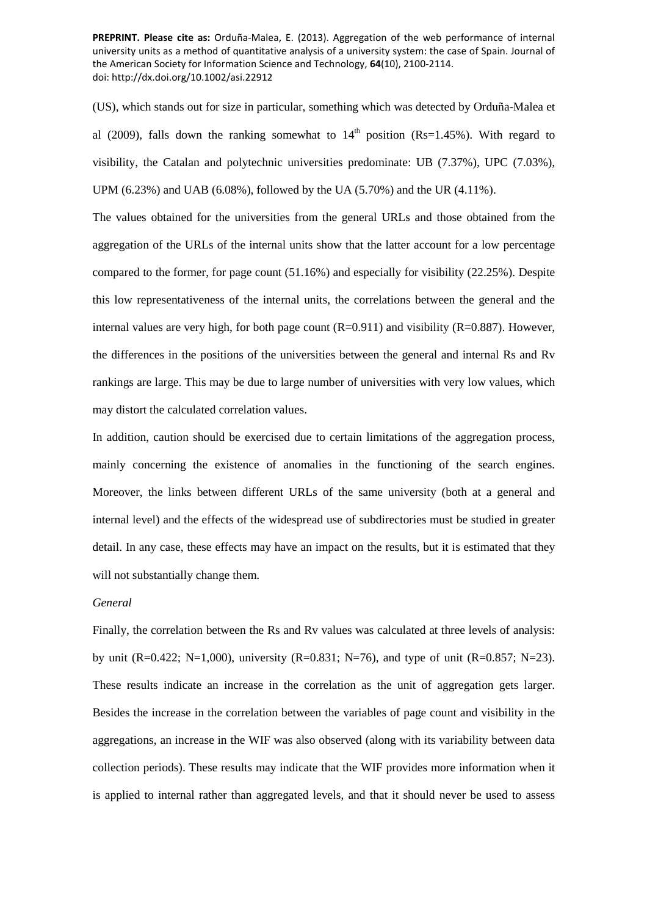(US), which stands out for size in particular, something which was detected by Orduña-Malea et al (2009), falls down the ranking somewhat to 14th position (Rs=1.45%). With regard to visibility, the Catalan and polytechnic universities predominate: UB (7.37%), UPC (7.03%), UPM (6.23%) and UAB (6.08%), followed by the UA (5.70%) and the UR (4.11%).

The values obtained for the universities from the general URLs and those obtained from the aggregation of the URLs of the internal units show that the latter account for a low percentage compared to the former, for page count (51.16%) and especially for visibility (22.25%). Despite this low representativeness of the internal units, the correlations between the general and the internal values are very high, for both page count (R=0.911) and visibility (R=0.887). However, the differences in the positions of the universities between the general and internal Rs and Rv rankings are large. This may be due to large number of universities with very low values, which may distort the calculated correlation values.

In addition, caution should be exercised due to certain limitations of the aggregation process, mainly concerning the existence of anomalies in the functioning of the search engines. Moreover, the links between different URLs of the same university (both at a general and internal level) and the effects of the widespread use of subdirectories must be studied in greater detail. In any case, these effects may have an impact on the results, but it is estimated that they will not substantially change them.

*General*

Finally, the correlation between the Rs and Rv values was calculated at three levels of analysis: by unit (R=0.422; N=1,000), university (R=0.831; N=76), and type of unit (R=0.857; N=23). These results indicate an increase in the correlation as the unit of aggregation gets larger. Besides the increase in the correlation between the variables of page count and visibility in the aggregations, an increase in the WIF was also observed (along with its variability between data collection periods). These results may indicate that the WIF provides more information when it is applied to internal rather than aggregated levels, and that it should never be used to assess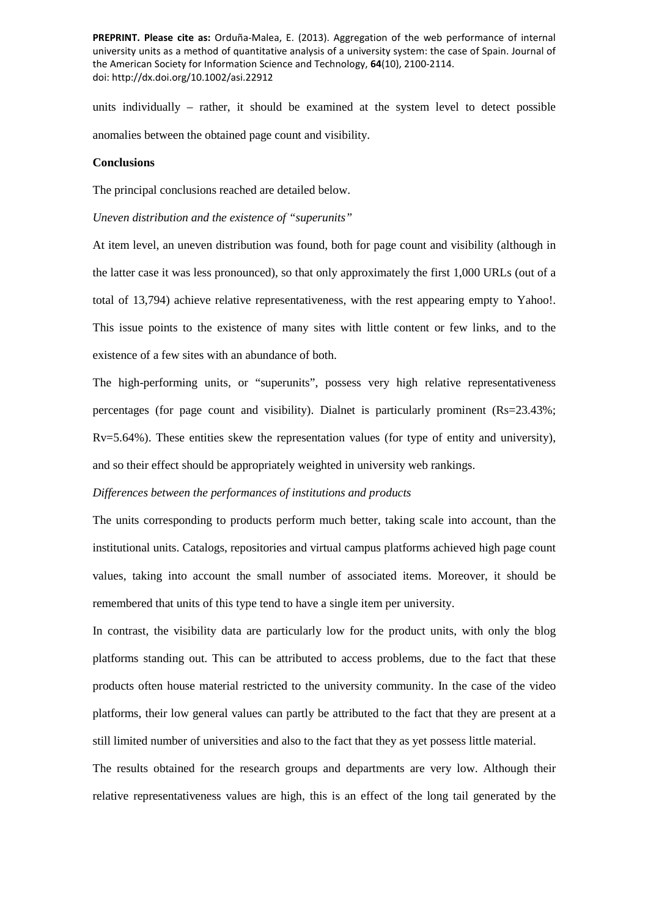units individually – rather, it should be examined at the system level to detect possible anomalies between the obtained page count and visibility.

**Conclusions**

The principal conclusions reached are detailed below.

*Uneven distribution and the existence of "superunits"*

At item level, an uneven distribution was found, both for page count and visibility (although in the latter case it was less pronounced), so that only approximately the first 1,000 URLs (out of a total of 13,794) achieve relative representativeness, with the rest appearing empty to Yahoo!. This issue points to the existence of many sites with little content or few links, and to the existence of a few sites with an abundance of both.

The high-performing units, or "superunits", possess very high relative representativeness percentages (for page count and visibility). Dialnet is particularly prominent (Rs=23.43%; Rv=5.64%). These entities skew the representation values (for type of entity and university), and so their effect should be appropriately weighted in university web rankings.

*Differences between the performances of institutions and products*

The units corresponding to products perform much better, taking scale into account, than the institutional units. Catalogs, repositories and virtual campus platforms achieved high page count values, taking into account the small number of associated items. Moreover, it should be remembered that units of this type tend to have a single item per university.

In contrast, the visibility data are particularly low for the product units, with only the blog platforms standing out. This can be attributed to access problems, due to the fact that these products often house material restricted to the university community. In the case of the video platforms, their low general values can partly be attributed to the fact that they are present at a still limited number of universities and also to the fact that they as yet possess little material.

The results obtained for the research groups and departments are very low. Although their relative representativeness values are high, this is an effect of the long tail generated by the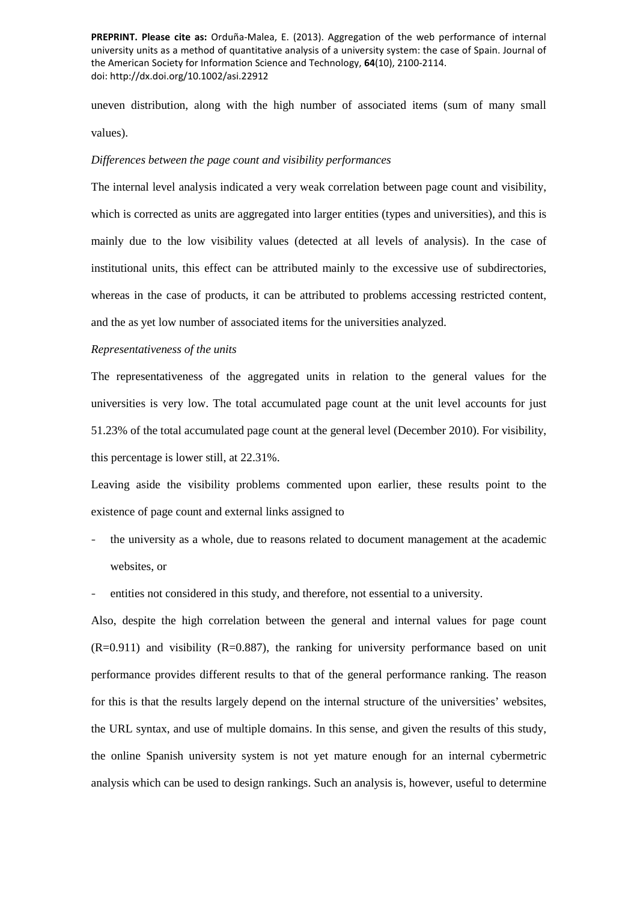uneven distribution, along with the high number of associated items (sum of many small values).

*Differences between the page count and visibility performances*

The internal level analysis indicated a very weak correlation between page count and visibility, which is corrected as units are aggregated into larger entities (types and universities), and this is mainly due to the low visibility values (detected at all levels of analysis). In the case of institutional units, this effect can be attributed mainly to the excessive use of subdirectories, whereas in the case of products, it can be attributed to problems accessing restricted content, and the as yet low number of associated items for the universities analyzed.

*Representativeness of the units*

The representativeness of the aggregated units in relation to the general values for the universities is very low. The total accumulated page count at the unit level accounts for just 51.23% of the total accumulated page count at the general level (December 2010). For visibility, this percentage is lower still, at 22.31%.

Leaving aside the visibility problems commented upon earlier, these results point to the existence of page count and external links assigned to

- the university as a whole, due to reasons related to document management at the academic websites, or
- entities not considered in this study, and therefore, not essential to a university.

Also, despite the high correlation between the general and internal values for page count ($R=0.911$) and visibility ($R=0.887$), the ranking for university performance based on unit performance provides different results to that of the general performance ranking. The reason for this is that the results largely depend on the internal structure of the universities' websites, the URL syntax, and use of multiple domains. In this sense, and given the results of this study, the online Spanish university system is not yet mature enough for an internal cybermetric analysis which can be used to design rankings. Such an analysis is, however, useful to determine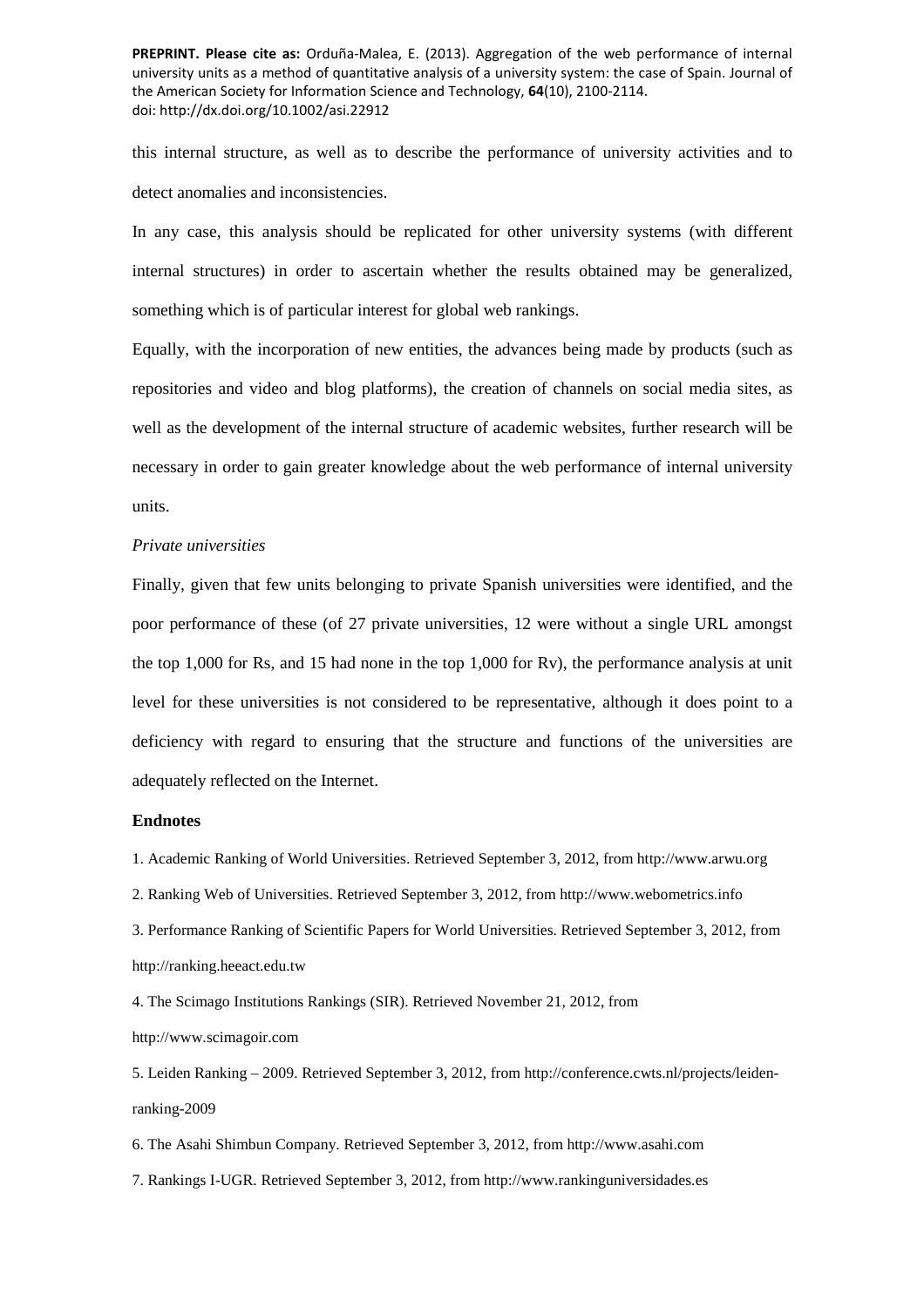this internal structure, as well as to describe the performance of university activities and to detect anomalies and inconsistencies.

In any case, this analysis should be replicated for other university systems (with different internal structures) in order to ascertain whether the results obtained may be generalized, something which is of particular interest for global web rankings.

Equally, with the incorporation of new entities, the advances being made by products (such as repositories and video and blog platforms), the creation of channels on social media sites, as well as the development of the internal structure of academic websites, further research will be necessary in order to gain greater knowledge about the web performance of internal university units.

*Private universities*

Finally, given that few units belonging to private Spanish universities were identified, and the poor performance of these (of 27 private universities, 12 were without a single URL amongst the top 1,000 for Rs, and 15 had none in the top 1,000 for Rv), the performance analysis at unit level for these universities is not considered to be representative, although it does point to a deficiency with regard to ensuring that the structure and functions of the universities are adequately reflected on the Internet.

**Endnotes**

1. Academic Ranking of World Universities. Retrieved September 3, 2012, from http://www.arwu.org
2. Ranking Web of Universities. Retrieved September 3, 2012, from http://www.webometrics.info
3. Performance Ranking of Scientific Papers for World Universities. Retrieved September 3, 2012, from http://ranking.heeact.edu.tw
4. The Scimago Institutions Rankings (SIR). Retrieved November 21, 2012, from http://www.scimagoir.com
5. Leiden Ranking – 2009. Retrieved September 3, 2012, from http://conference.cwts.nl/projects/leiden-ranking-2009
6. The Asahi Shimbun Company. Retrieved September 3, 2012, from http://www.asahi.com
7. Rankings I-UGR. Retrieved September 3, 2012, from http://www.rankinguniversidades.es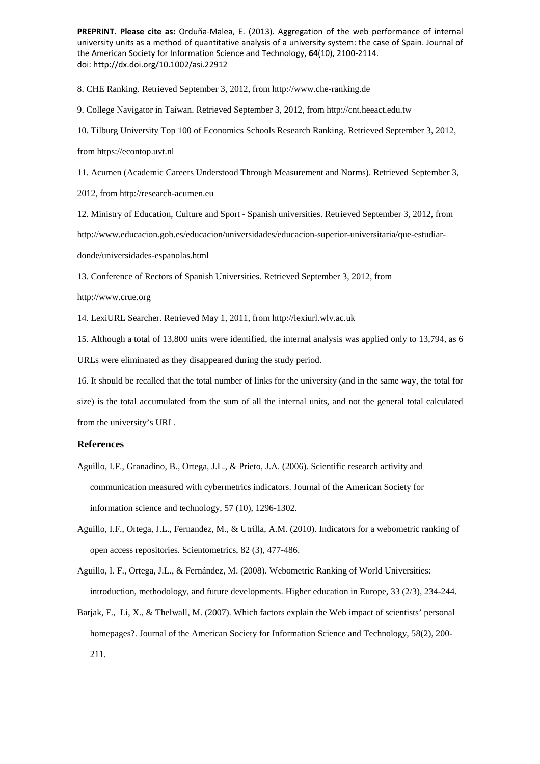8. CHE Ranking. Retrieved September 3, 2012, from http://www.che-ranking.de

9. College Navigator in Taiwan. Retrieved September 3, 2012, from http://cnt.heeact.edu.tw

10. Tilburg University Top 100 of Economics Schools Research Ranking. Retrieved September 3, 2012, from https://econtop.uvt.nl

11. Acumen (Academic Careers Understood Through Measurement and Norms). Retrieved September 3, 2012, from http://research-acumen.eu

12. Ministry of Education, Culture and Sport - Spanish universities. Retrieved September 3, 2012, from http://www.educacion.gob.es/educacion/universidades/educacion-superior-universitaria/que-estudiar-donde/universidades-espanolas.html

13. Conference of Rectors of Spanish Universities. Retrieved September 3, 2012, from http://www.crue.org

14. LexiURL Searcher. Retrieved May 1, 2011, from http://lexiurl.wlv.ac.uk

15. Although a total of 13,800 units were identified, the internal analysis was applied only to 13,794, as 6 URLs were eliminated as they disappeared during the study period.

16. It should be recalled that the total number of links for the university (and in the same way, the total for size) is the total accumulated from the sum of all the internal units, and not the general total calculated from the university's URL.

## References

Aguillo, I.F., Granadino, B., Ortega, J.L., & Prieto, J.A. (2006). Scientific research activity and communication measured with cybermetrics indicators. Journal of the American Society for information science and technology, 57 (10), 1296-1302.

Aguillo, I.F., Ortega, J.L., Fernandez, M., & Utrilla, A.M. (2010). Indicators for a webometric ranking of open access repositories. Scientometrics, 82 (3), 477-486.

Aguillo, I. F., Ortega, J.L., & Fernández, M. (2008). Webometric Ranking of World Universities: introduction, methodology, and future developments. Higher education in Europe, 33 (2/3), 234-244.

Barjak, F., Li, X., & Thelwall, M. (2007). Which factors explain the Web impact of scientists' personal homepages?. Journal of the American Society for Information Science and Technology, 58(2), 200-211.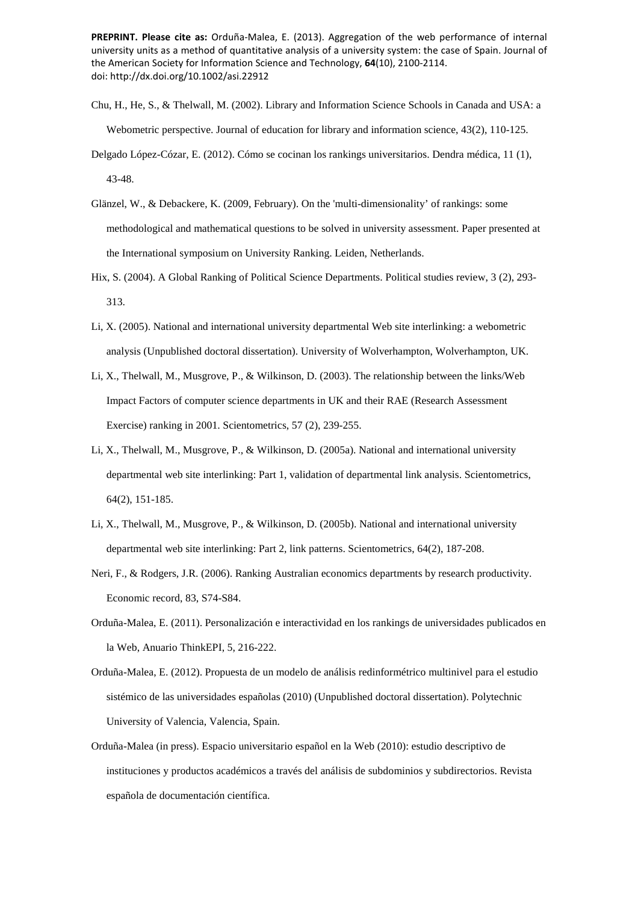Chu, H., He, S., & Thelwall, M. (2002). Library and Information Science Schools in Canada and USA: a Webometric perspective. Journal of education for library and information science, 43(2), 110-125.

Delgado López-Cózar, E. (2012). Cómo se cocinan los rankings universitarios. Dendra médica, 11 (1), 43-48.

Glänzel, W., & Debackere, K. (2009, February). On the 'multi-dimensionality' of rankings: some methodological and mathematical questions to be solved in university assessment. Paper presented at the International symposium on University Ranking. Leiden, Netherlands.

Hix, S. (2004). A Global Ranking of Political Science Departments. Political studies review, 3 (2), 293-313.

Li, X. (2005). National and international university departmental Web site interlinking: a webometric analysis (Unpublished doctoral dissertation). University of Wolverhampton, Wolverhampton, UK.

Li, X., Thelwall, M., Musgrove, P., & Wilkinson, D. (2003). The relationship between the links/Web Impact Factors of computer science departments in UK and their RAE (Research Assessment Exercise) ranking in 2001. Scientometrics, 57 (2), 239-255.

Li, X., Thelwall, M., Musgrove, P., & Wilkinson, D. (2005a). National and international university departmental web site interlinking: Part 1, validation of departmental link analysis. Scientometrics, 64(2), 151-185.

Li, X., Thelwall, M., Musgrove, P., & Wilkinson, D. (2005b). National and international university departmental web site interlinking: Part 2, link patterns. Scientometrics, 64(2), 187-208.

Neri, F., & Rodgers, J.R. (2006). Ranking Australian economics departments by research productivity. Economic record, 83, S74-S84.

Orduña-Malea, E. (2011). Personalización e interactividad en los rankings de universidades publicados en la Web, Anuario ThinkEPI, 5, 216-222.

Orduña-Malea, E. (2012). Propuesta de un modelo de análisis redinformétrico multinivel para el estudio sistémico de las universidades españolas (2010) (Unpublished doctoral dissertation). Polytechnic University of Valencia, Valencia, Spain.

Orduña-Malea (in press). Espacio universitario español en la Web (2010): estudio descriptivo de instituciones y productos académicos a través del análisis de subdominios y subdirectorios. Revista española de documentación científica.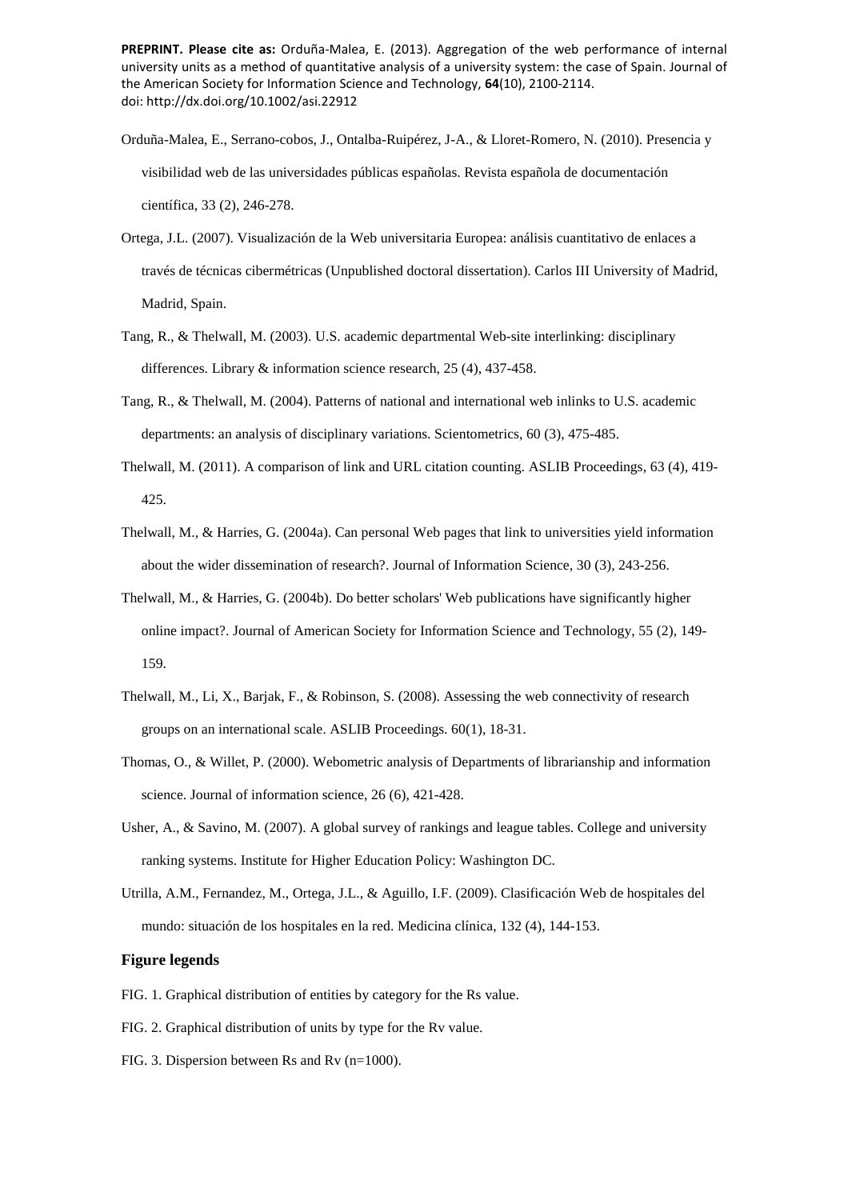Orduña-Malea, E., Serrano-cobos, J., Ontalba-Ruipérez, J-A., & Lloret-Romero, N. (2010). Presencia y visibilidad web de las universidades públicas españolas. Revista española de documentación científica, 33 (2), 246-278.

Ortega, J.L. (2007). Visualización de la Web universitaria Europea: análisis cuantitativo de enlaces a través de técnicas cibermétricas (Unpublished doctoral dissertation). Carlos III University of Madrid, Madrid, Spain.

Tang, R., & Thelwall, M. (2003). U.S. academic departmental Web-site interlinking: disciplinary differences. Library & information science research, 25 (4), 437-458.

Tang, R., & Thelwall, M. (2004). Patterns of national and international web inlinks to U.S. academic departments: an analysis of disciplinary variations. Scientometrics, 60 (3), 475-485.

Thelwall, M. (2011). A comparison of link and URL citation counting. ASLIB Proceedings, 63 (4), 419-425.

Thelwall, M., & Harries, G. (2004a). Can personal Web pages that link to universities yield information about the wider dissemination of research?. Journal of Information Science, 30 (3), 243-256.

Thelwall, M., & Harries, G. (2004b). Do better scholars' Web publications have significantly higher online impact?. Journal of American Society for Information Science and Technology, 55 (2), 149-159.

Thelwall, M., Li, X., Barjak, F., & Robinson, S. (2008). Assessing the web connectivity of research groups on an international scale. ASLIB Proceedings. 60(1), 18-31.

Thomas, O., & Willet, P. (2000). Webometric analysis of Departments of librarianship and information science. Journal of information science, 26 (6), 421-428.

Usher, A., & Savino, M. (2007). A global survey of rankings and league tables. College and university ranking systems. Institute for Higher Education Policy: Washington DC.

Utrilla, A.M., Fernandez, M., Ortega, J.L., & Aguillo, I.F. (2009). Clasificación Web de hospitales del mundo: situación de los hospitales en la red. Medicina clínica, 132 (4), 144-153.

## Figure legends

FIG. 1. Graphical distribution of entities by category for the Rs value.

FIG. 2. Graphical distribution of units by type for the Rv value.

FIG. 3. Dispersion between Rs and Rv (n=1000).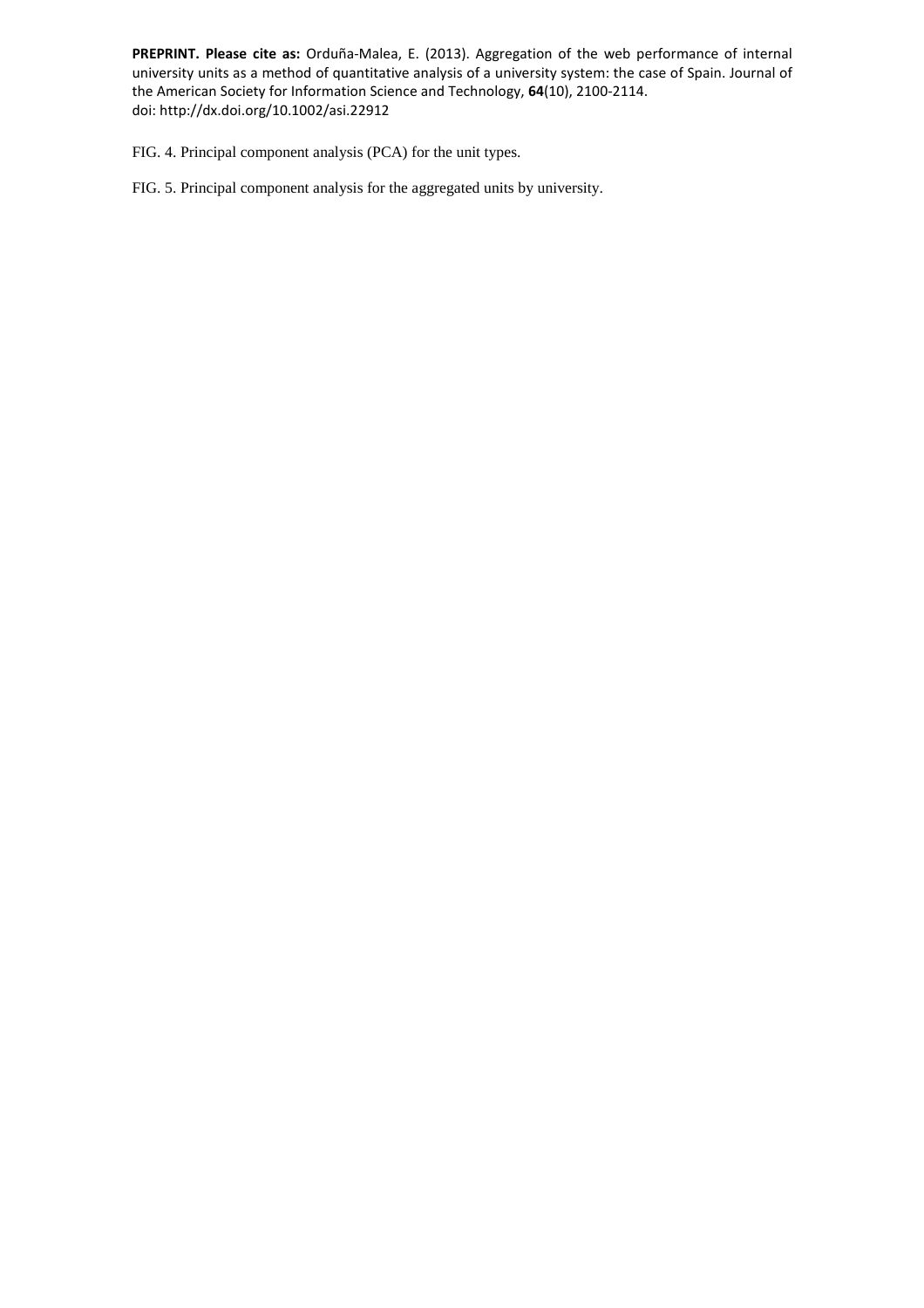FIG. 4. Principal component analysis (PCA) for the unit types.

FIG. 5. Principal component analysis for the aggregated units by university.